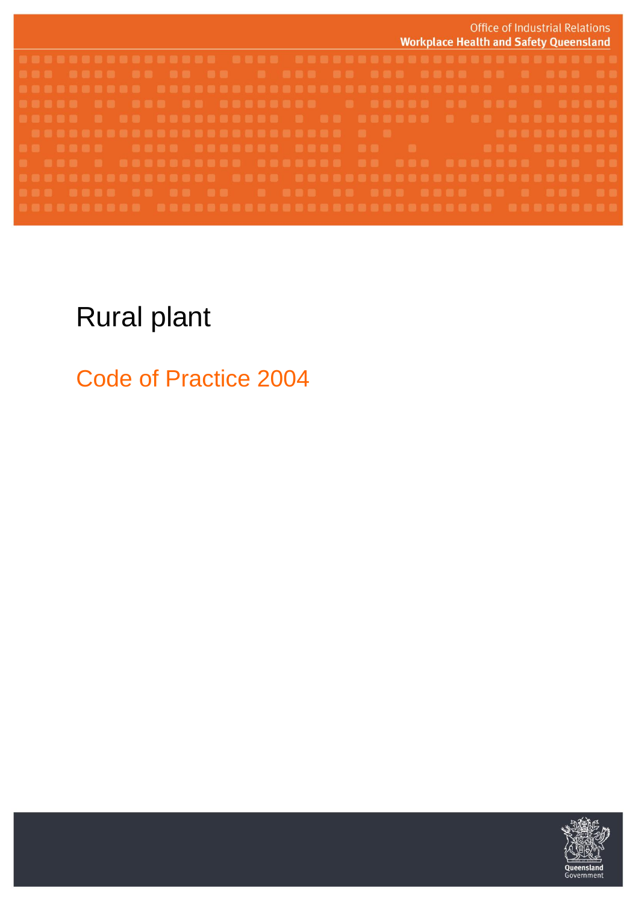Office of Industrial Relations
**Workplace Health and Safety Queensland**

# Rural plant

## Code of Practice 2004

Queensland Government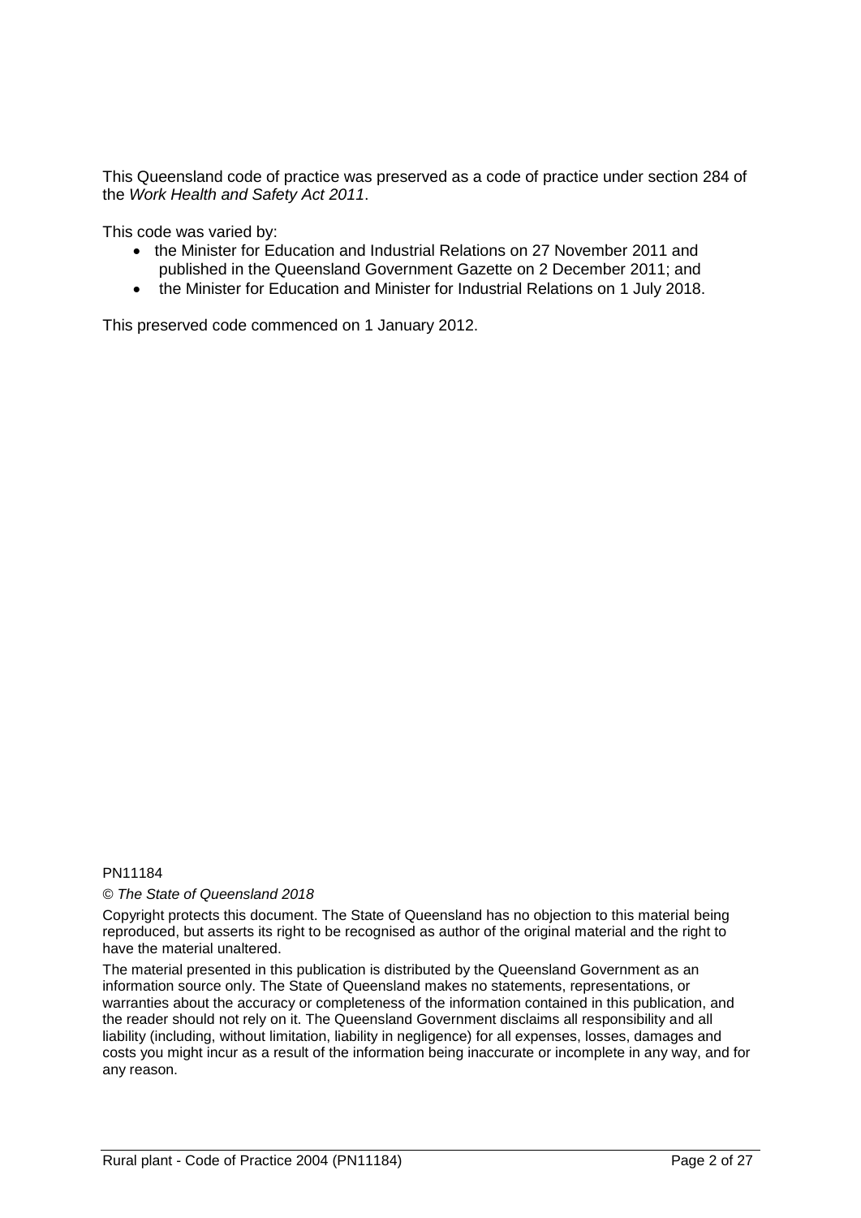This Queensland code of practice was preserved as a code of practice under section 284 of the *Work Health and Safety Act 2011*.

This code was varied by:

- the Minister for Education and Industrial Relations on 27 November 2011 and published in the Queensland Government Gazette on 2 December 2011; and
- the Minister for Education and Minister for Industrial Relations on 1 July 2018.

This preserved code commenced on 1 January 2012.

PN11184

*© The State of Queensland 2018*

Copyright protects this document. The State of Queensland has no objection to this material being reproduced, but asserts its right to be recognised as author of the original material and the right to have the material unaltered.

The material presented in this publication is distributed by the Queensland Government as an information source only. The State of Queensland makes no statements, representations, or warranties about the accuracy or completeness of the information contained in this publication, and the reader should not rely on it. The Queensland Government disclaims all responsibility and all liability (including, without limitation, liability in negligence) for all expenses, losses, damages and costs you might incur as a result of the information being inaccurate or incomplete in any way, and for any reason.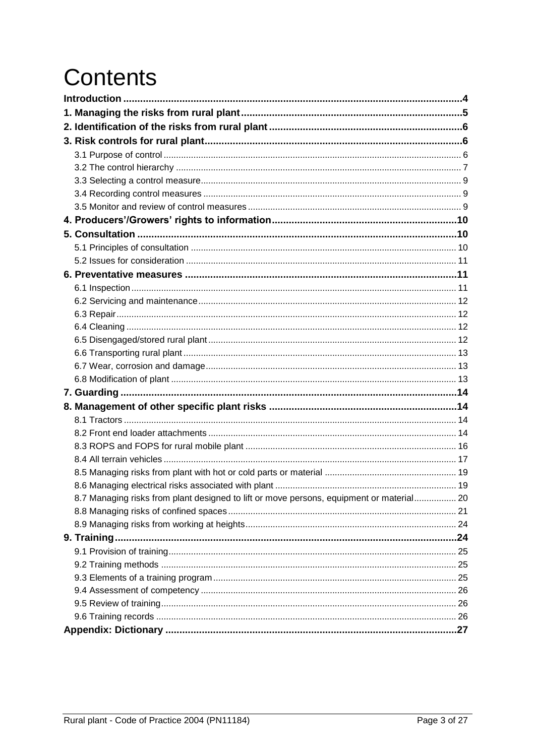# Contents

**Introduction** ........................................................................ **4**

**1. Managing the risks from rural plant** ........................................................................ **5**

**2. Identification of the risks from rural plant** ........................................................................ **6**

**3. Risk controls for rural plant** ........................................................................ **6**

- 3.1 Purpose of control ........................................................................ 6
- 3.2 The control hierarchy ........................................................................ 7
- 3.3 Selecting a control measure ........................................................................ 9
- 3.4 Recording control measures ........................................................................ 9
- 3.5 Monitor and review of control measures ........................................................................ 9

**4. Producers'/Growers' rights to information** ........................................................................ **10**

**5. Consultation** ........................................................................ **10**

- 5.1 Principles of consultation ........................................................................ 10
- 5.2 Issues for consideration ........................................................................ 11

**6. Preventative measures** ........................................................................ **11**

- 6.1 Inspection ........................................................................ 11
- 6.2 Servicing and maintenance ........................................................................ 12
- 6.3 Repair ........................................................................ 12
- 6.4 Cleaning ........................................................................ 12
- 6.5 Disengaged/stored rural plant ........................................................................ 12
- 6.6 Transporting rural plant ........................................................................ 13
- 6.7 Wear, corrosion and damage ........................................................................ 13
- 6.8 Modification of plant ........................................................................ 13

**7. Guarding** ........................................................................ **14**

**8. Management of other specific plant risks** ........................................................................ **14**

- 8.1 Tractors ........................................................................ 14
- 8.2 Front end loader attachments ........................................................................ 14
- 8.3 ROPS and FOPS for rural mobile plant ........................................................................ 16
- 8.4 All terrain vehicles ........................................................................ 17
- 8.5 Managing risks from plant with hot or cold parts or material ........................................................................ 19
- 8.6 Managing electrical risks associated with plant ........................................................................ 19
- 8.7 Managing risks from plant designed to lift or move persons, equipment or material ........................................................................ 20
- 8.8 Managing risks of confined spaces ........................................................................ 21
- 8.9 Managing risks from working at heights ........................................................................ 24

**9. Training** ........................................................................ **24**

- 9.1 Provision of training ........................................................................ 25
- 9.2 Training methods ........................................................................ 25
- 9.3 Elements of a training program ........................................................................ 25
- 9.4 Assessment of competency ........................................................................ 26
- 9.5 Review of training ........................................................................ 26
- 9.6 Training records ........................................................................ 26

**Appendix: Dictionary** ........................................................................ **27**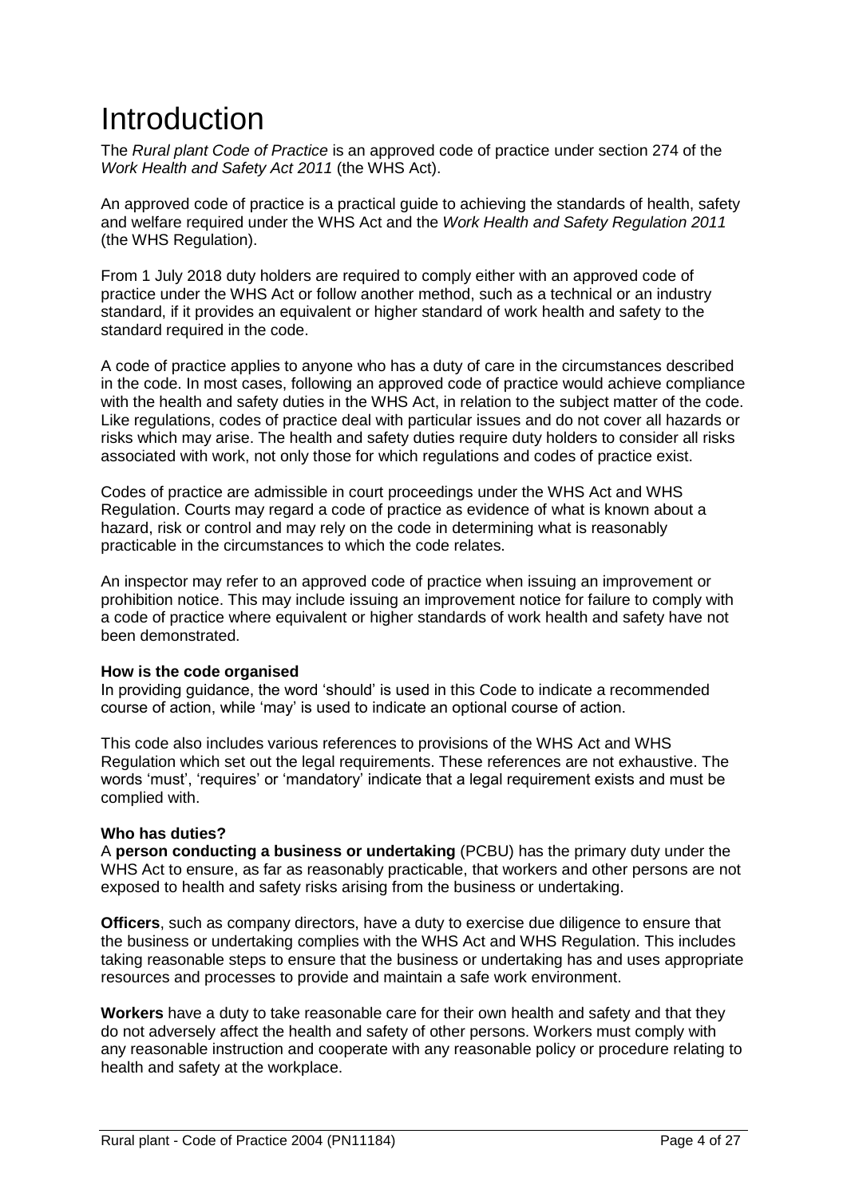# Introduction

The *Rural plant Code of Practice* is an approved code of practice under section 274 of the *Work Health and Safety Act 2011* (the WHS Act).

An approved code of practice is a practical guide to achieving the standards of health, safety and welfare required under the WHS Act and the *Work Health and Safety Regulation 2011* (the WHS Regulation).

From 1 July 2018 duty holders are required to comply either with an approved code of practice under the WHS Act or follow another method, such as a technical or an industry standard, if it provides an equivalent or higher standard of work health and safety to the standard required in the code.

A code of practice applies to anyone who has a duty of care in the circumstances described in the code. In most cases, following an approved code of practice would achieve compliance with the health and safety duties in the WHS Act, in relation to the subject matter of the code. Like regulations, codes of practice deal with particular issues and do not cover all hazards or risks which may arise. The health and safety duties require duty holders to consider all risks associated with work, not only those for which regulations and codes of practice exist.

Codes of practice are admissible in court proceedings under the WHS Act and WHS Regulation. Courts may regard a code of practice as evidence of what is known about a hazard, risk or control and may rely on the code in determining what is reasonably practicable in the circumstances to which the code relates.

An inspector may refer to an approved code of practice when issuing an improvement or prohibition notice. This may include issuing an improvement notice for failure to comply with a code of practice where equivalent or higher standards of work health and safety have not been demonstrated.

**How is the code organised**

In providing guidance, the word 'should' is used in this Code to indicate a recommended course of action, while 'may' is used to indicate an optional course of action.

This code also includes various references to provisions of the WHS Act and WHS Regulation which set out the legal requirements. These references are not exhaustive. The words 'must', 'requires' or 'mandatory' indicate that a legal requirement exists and must be complied with.

**Who has duties?**

A **person conducting a business or undertaking** (PCBU) has the primary duty under the WHS Act to ensure, as far as reasonably practicable, that workers and other persons are not exposed to health and safety risks arising from the business or undertaking.

**Officers**, such as company directors, have a duty to exercise due diligence to ensure that the business or undertaking complies with the WHS Act and WHS Regulation. This includes taking reasonable steps to ensure that the business or undertaking has and uses appropriate resources and processes to provide and maintain a safe work environment.

**Workers** have a duty to take reasonable care for their own health and safety and that they do not adversely affect the health and safety of other persons. Workers must comply with any reasonable instruction and cooperate with any reasonable policy or procedure relating to health and safety at the workplace.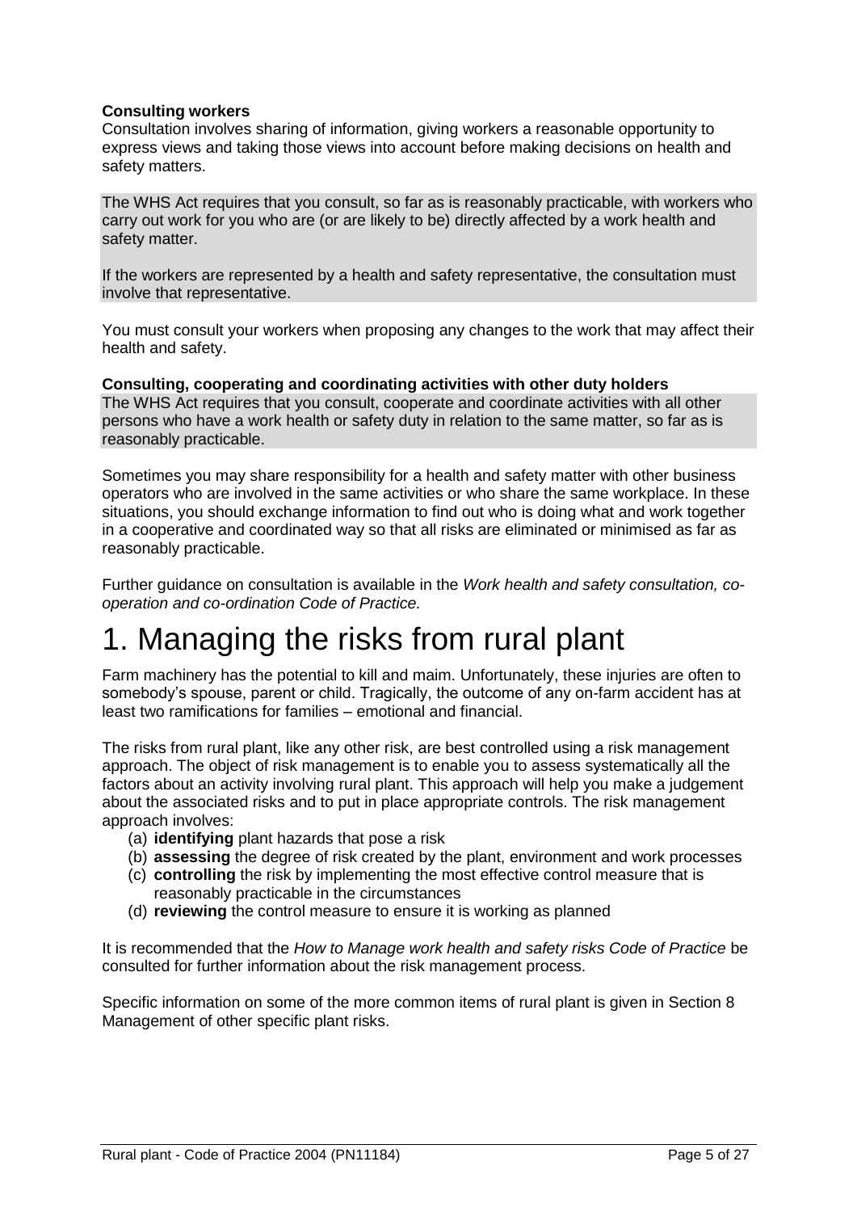**Consulting workers**

Consultation involves sharing of information, giving workers a reasonable opportunity to express views and taking those views into account before making decisions on health and safety matters.

The WHS Act requires that you consult, so far as is reasonably practicable, with workers who carry out work for you who are (or are likely to be) directly affected by a work health and safety matter.

If the workers are represented by a health and safety representative, the consultation must involve that representative.

You must consult your workers when proposing any changes to the work that may affect their health and safety.

**Consulting, cooperating and coordinating activities with other duty holders**

The WHS Act requires that you consult, cooperate and coordinate activities with all other persons who have a work health or safety duty in relation to the same matter, so far as is reasonably practicable.

Sometimes you may share responsibility for a health and safety matter with other business operators who are involved in the same activities or who share the same workplace. In these situations, you should exchange information to find out who is doing what and work together in a cooperative and coordinated way so that all risks are eliminated or minimised as far as reasonably practicable.

Further guidance on consultation is available in the *Work health and safety consultation, co-operation and co-ordination Code of Practice.*

# 1. Managing the risks from rural plant

Farm machinery has the potential to kill and maim. Unfortunately, these injuries are often to somebody's spouse, parent or child. Tragically, the outcome of any on-farm accident has at least two ramifications for families – emotional and financial.

The risks from rural plant, like any other risk, are best controlled using a risk management approach. The object of risk management is to enable you to assess systematically all the factors about an activity involving rural plant. This approach will help you make a judgement about the associated risks and to put in place appropriate controls. The risk management approach involves:

(a) **identifying** plant hazards that pose a risk
(b) **assessing** the degree of risk created by the plant, environment and work processes
(c) **controlling** the risk by implementing the most effective control measure that is reasonably practicable in the circumstances
(d) **reviewing** the control measure to ensure it is working as planned

It is recommended that the *How to Manage work health and safety risks Code of Practice* be consulted for further information about the risk management process.

Specific information on some of the more common items of rural plant is given in Section 8 Management of other specific plant risks.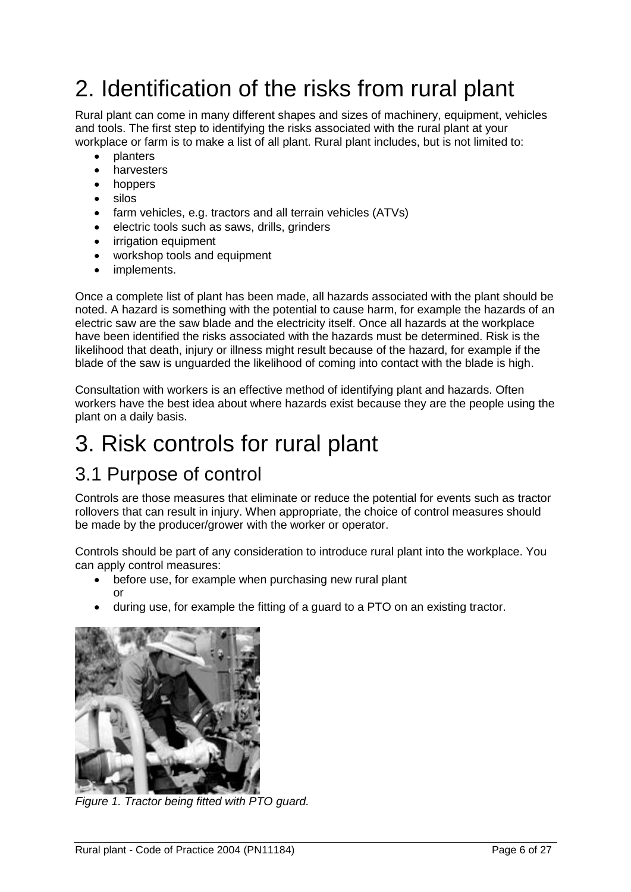# 2. Identification of the risks from rural plant

Rural plant can come in many different shapes and sizes of machinery, equipment, vehicles and tools. The first step to identifying the risks associated with the rural plant at your workplace or farm is to make a list of all plant. Rural plant includes, but is not limited to:

- planters
- harvesters
- hoppers
- silos
- farm vehicles, e.g. tractors and all terrain vehicles (ATVs)
- electric tools such as saws, drills, grinders
- irrigation equipment
- workshop tools and equipment
- implements.

Once a complete list of plant has been made, all hazards associated with the plant should be noted. A hazard is something with the potential to cause harm, for example the hazards of an electric saw are the saw blade and the electricity itself. Once all hazards at the workplace have been identified the risks associated with the hazards must be determined. Risk is the likelihood that death, injury or illness might result because of the hazard, for example if the blade of the saw is unguarded the likelihood of coming into contact with the blade is high.

Consultation with workers is an effective method of identifying plant and hazards. Often workers have the best idea about where hazards exist because they are the people using the plant on a daily basis.

# 3. Risk controls for rural plant

## 3.1 Purpose of control

Controls are those measures that eliminate or reduce the potential for events such as tractor rollovers that can result in injury. When appropriate, the choice of control measures should be made by the producer/grower with the worker or operator.

Controls should be part of any consideration to introduce rural plant into the workplace. You can apply control measures:

- before use, for example when purchasing new rural plant
  or
- during use, for example the fitting of a guard to a PTO on an existing tractor.

*Figure 1. Tractor being fitted with PTO guard.*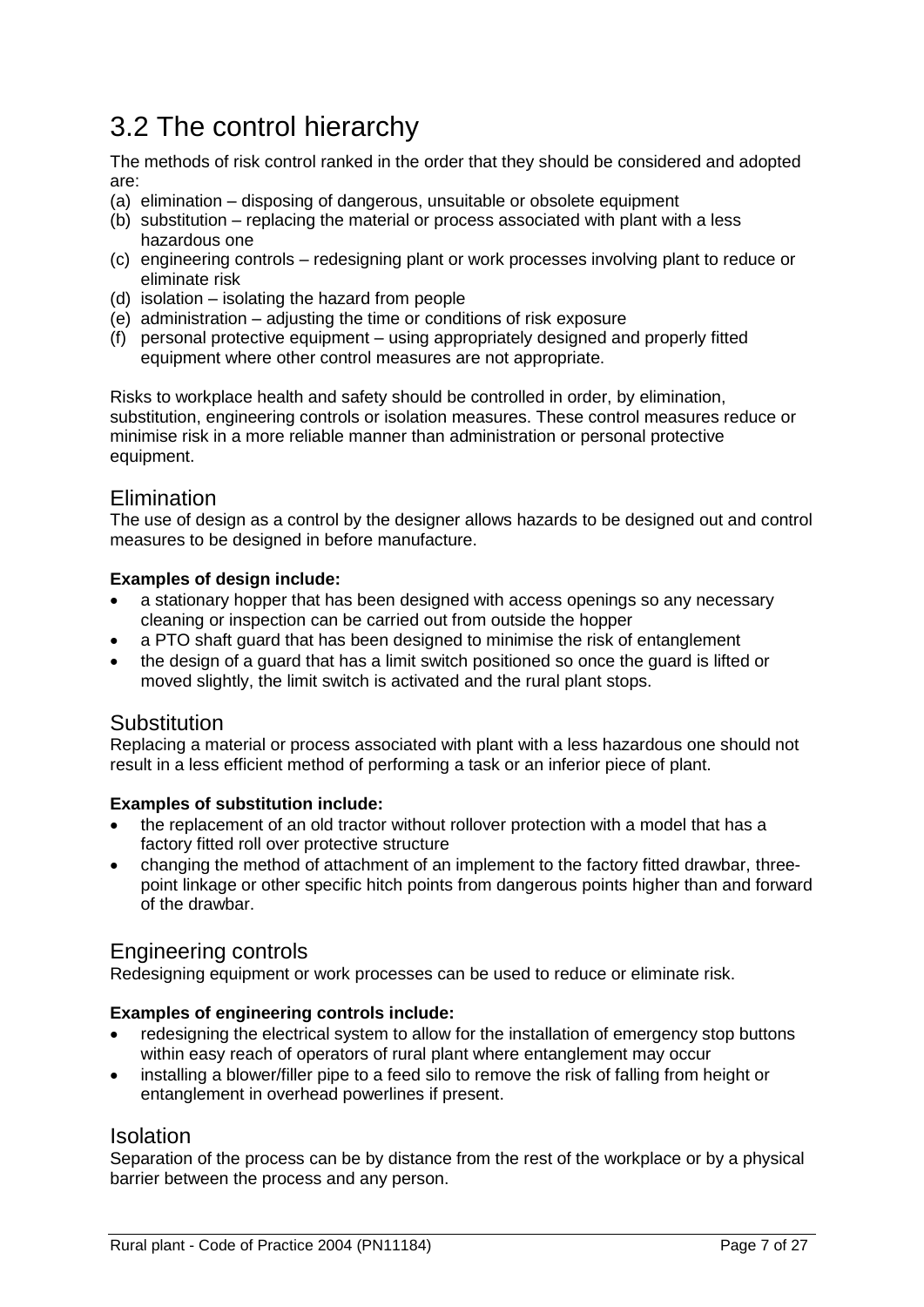# 3.2 The control hierarchy

The methods of risk control ranked in the order that they should be considered and adopted are:

(a) elimination – disposing of dangerous, unsuitable or obsolete equipment
(b) substitution – replacing the material or process associated with plant with a less hazardous one
(c) engineering controls – redesigning plant or work processes involving plant to reduce or eliminate risk
(d) isolation – isolating the hazard from people
(e) administration – adjusting the time or conditions of risk exposure
(f) personal protective equipment – using appropriately designed and properly fitted equipment where other control measures are not appropriate.

Risks to workplace health and safety should be controlled in order, by elimination, substitution, engineering controls or isolation measures. These control measures reduce or minimise risk in a more reliable manner than administration or personal protective equipment.

## Elimination

The use of design as a control by the designer allows hazards to be designed out and control measures to be designed in before manufacture.

**Examples of design include:**

- a stationary hopper that has been designed with access openings so any necessary cleaning or inspection can be carried out from outside the hopper
- a PTO shaft guard that has been designed to minimise the risk of entanglement
- the design of a guard that has a limit switch positioned so once the guard is lifted or moved slightly, the limit switch is activated and the rural plant stops.

## Substitution

Replacing a material or process associated with plant with a less hazardous one should not result in a less efficient method of performing a task or an inferior piece of plant.

**Examples of substitution include:**

- the replacement of an old tractor without rollover protection with a model that has a factory fitted roll over protective structure
- changing the method of attachment of an implement to the factory fitted drawbar, three-point linkage or other specific hitch points from dangerous points higher than and forward of the drawbar.

## Engineering controls

Redesigning equipment or work processes can be used to reduce or eliminate risk.

**Examples of engineering controls include:**

- redesigning the electrical system to allow for the installation of emergency stop buttons within easy reach of operators of rural plant where entanglement may occur
- installing a blower/filler pipe to a feed silo to remove the risk of falling from height or entanglement in overhead powerlines if present.

## Isolation

Separation of the process can be by distance from the rest of the workplace or by a physical barrier between the process and any person.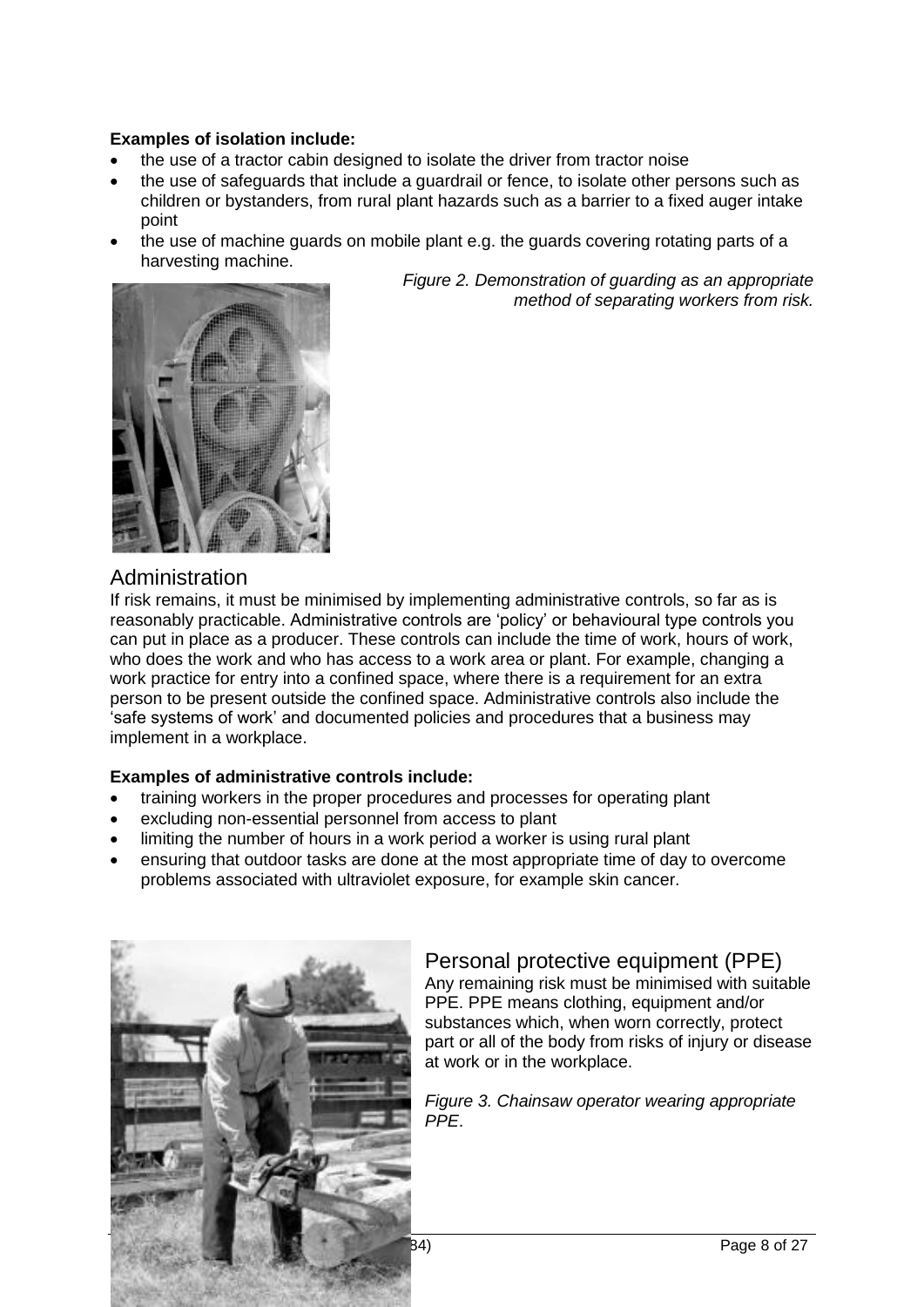**Examples of isolation include:**

- the use of a tractor cabin designed to isolate the driver from tractor noise
- the use of safeguards that include a guardrail or fence, to isolate other persons such as children or bystanders, from rural plant hazards such as a barrier to a fixed auger intake point
- the use of machine guards on mobile plant e.g. the guards covering rotating parts of a harvesting machine.

*Figure 2. Demonstration of guarding as an appropriate method of separating workers from risk.*

## Administration

If risk remains, it must be minimised by implementing administrative controls, so far as is reasonably practicable. Administrative controls are 'policy' or behavioural type controls you can put in place as a producer. These controls can include the time of work, hours of work, who does the work and who has access to a work area or plant. For example, changing a work practice for entry into a confined space, where there is a requirement for an extra person to be present outside the confined space. Administrative controls also include the 'safe systems of work' and documented policies and procedures that a business may implement in a workplace.

**Examples of administrative controls include:**

- training workers in the proper procedures and processes for operating plant
- excluding non-essential personnel from access to plant
- limiting the number of hours in a work period a worker is using rural plant
- ensuring that outdoor tasks are done at the most appropriate time of day to overcome problems associated with ultraviolet exposure, for example skin cancer.

## Personal protective equipment (PPE)

Any remaining risk must be minimised with suitable PPE. PPE means clothing, equipment and/or substances which, when worn correctly, protect part or all of the body from risks of injury or disease at work or in the workplace.

*Figure 3. Chainsaw operator wearing appropriate PPE*.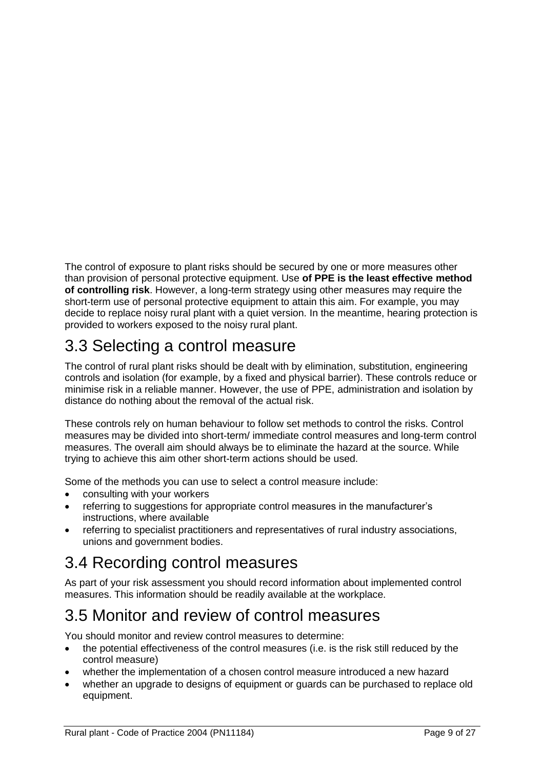The control of exposure to plant risks should be secured by one or more measures other than provision of personal protective equipment. Use **of PPE is the least effective method of controlling risk**. However, a long-term strategy using other measures may require the short-term use of personal protective equipment to attain this aim. For example, you may decide to replace noisy rural plant with a quiet version. In the meantime, hearing protection is provided to workers exposed to the noisy rural plant.

## 3.3 Selecting a control measure

The control of rural plant risks should be dealt with by elimination, substitution, engineering controls and isolation (for example, by a fixed and physical barrier). These controls reduce or minimise risk in a reliable manner. However, the use of PPE, administration and isolation by distance do nothing about the removal of the actual risk.

These controls rely on human behaviour to follow set methods to control the risks. Control measures may be divided into short-term/ immediate control measures and long-term control measures. The overall aim should always be to eliminate the hazard at the source. While trying to achieve this aim other short-term actions should be used.

Some of the methods you can use to select a control measure include:

- consulting with your workers
- referring to suggestions for appropriate control measures in the manufacturer's instructions, where available
- referring to specialist practitioners and representatives of rural industry associations, unions and government bodies.

## 3.4 Recording control measures

As part of your risk assessment you should record information about implemented control measures. This information should be readily available at the workplace.

## 3.5 Monitor and review of control measures

You should monitor and review control measures to determine:

- the potential effectiveness of the control measures (i.e. is the risk still reduced by the control measure)
- whether the implementation of a chosen control measure introduced a new hazard
- whether an upgrade to designs of equipment or guards can be purchased to replace old equipment.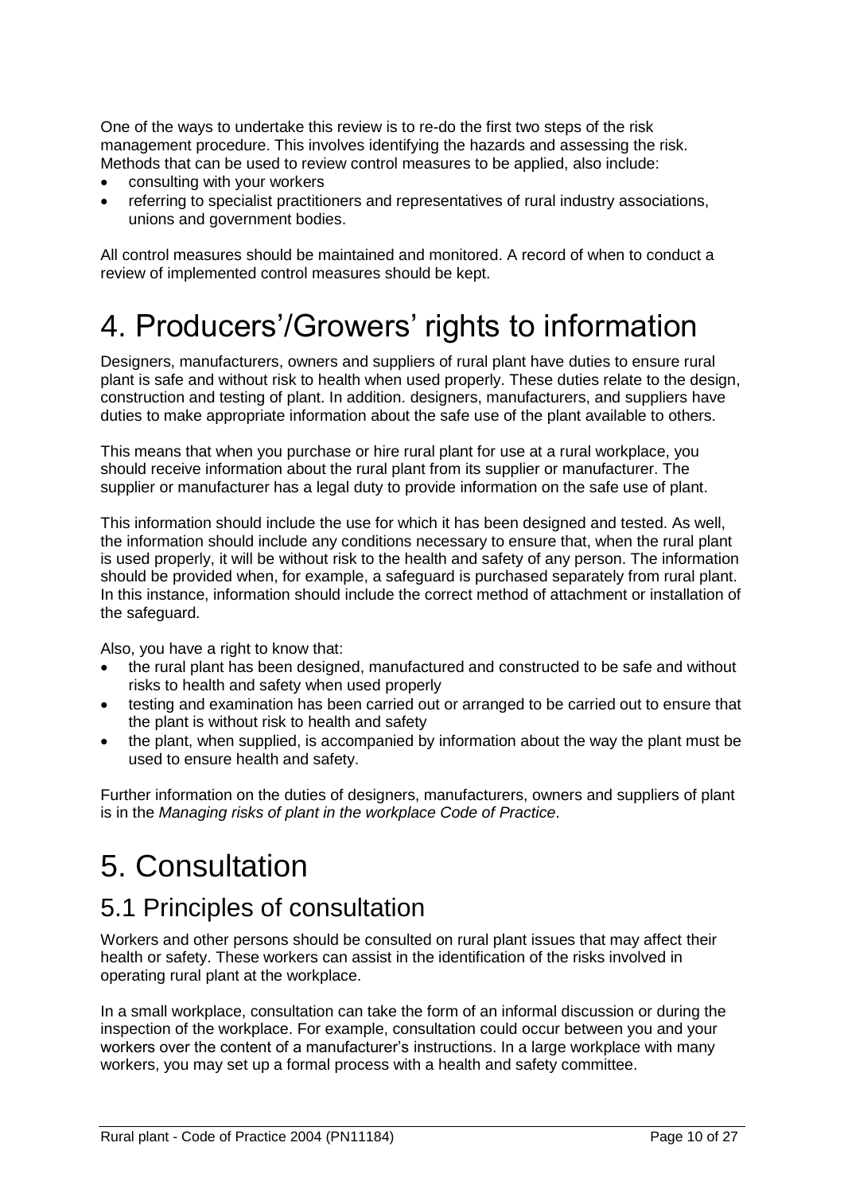One of the ways to undertake this review is to re-do the first two steps of the risk management procedure. This involves identifying the hazards and assessing the risk. Methods that can be used to review control measures to be applied, also include:

- consulting with your workers
- referring to specialist practitioners and representatives of rural industry associations, unions and government bodies.

All control measures should be maintained and monitored. A record of when to conduct a review of implemented control measures should be kept.

# 4. Producers'/Growers' rights to information

Designers, manufacturers, owners and suppliers of rural plant have duties to ensure rural plant is safe and without risk to health when used properly. These duties relate to the design, construction and testing of plant. In addition. designers, manufacturers, and suppliers have duties to make appropriate information about the safe use of the plant available to others.

This means that when you purchase or hire rural plant for use at a rural workplace, you should receive information about the rural plant from its supplier or manufacturer. The supplier or manufacturer has a legal duty to provide information on the safe use of plant.

This information should include the use for which it has been designed and tested. As well, the information should include any conditions necessary to ensure that, when the rural plant is used properly, it will be without risk to the health and safety of any person. The information should be provided when, for example, a safeguard is purchased separately from rural plant. In this instance, information should include the correct method of attachment or installation of the safeguard.

Also, you have a right to know that:

- the rural plant has been designed, manufactured and constructed to be safe and without risks to health and safety when used properly
- testing and examination has been carried out or arranged to be carried out to ensure that the plant is without risk to health and safety
- the plant, when supplied, is accompanied by information about the way the plant must be used to ensure health and safety.

Further information on the duties of designers, manufacturers, owners and suppliers of plant is in the *Managing risks of plant in the workplace Code of Practice*.

# 5. Consultation

## 5.1 Principles of consultation

Workers and other persons should be consulted on rural plant issues that may affect their health or safety. These workers can assist in the identification of the risks involved in operating rural plant at the workplace.

In a small workplace, consultation can take the form of an informal discussion or during the inspection of the workplace. For example, consultation could occur between you and your workers over the content of a manufacturer's instructions. In a large workplace with many workers, you may set up a formal process with a health and safety committee.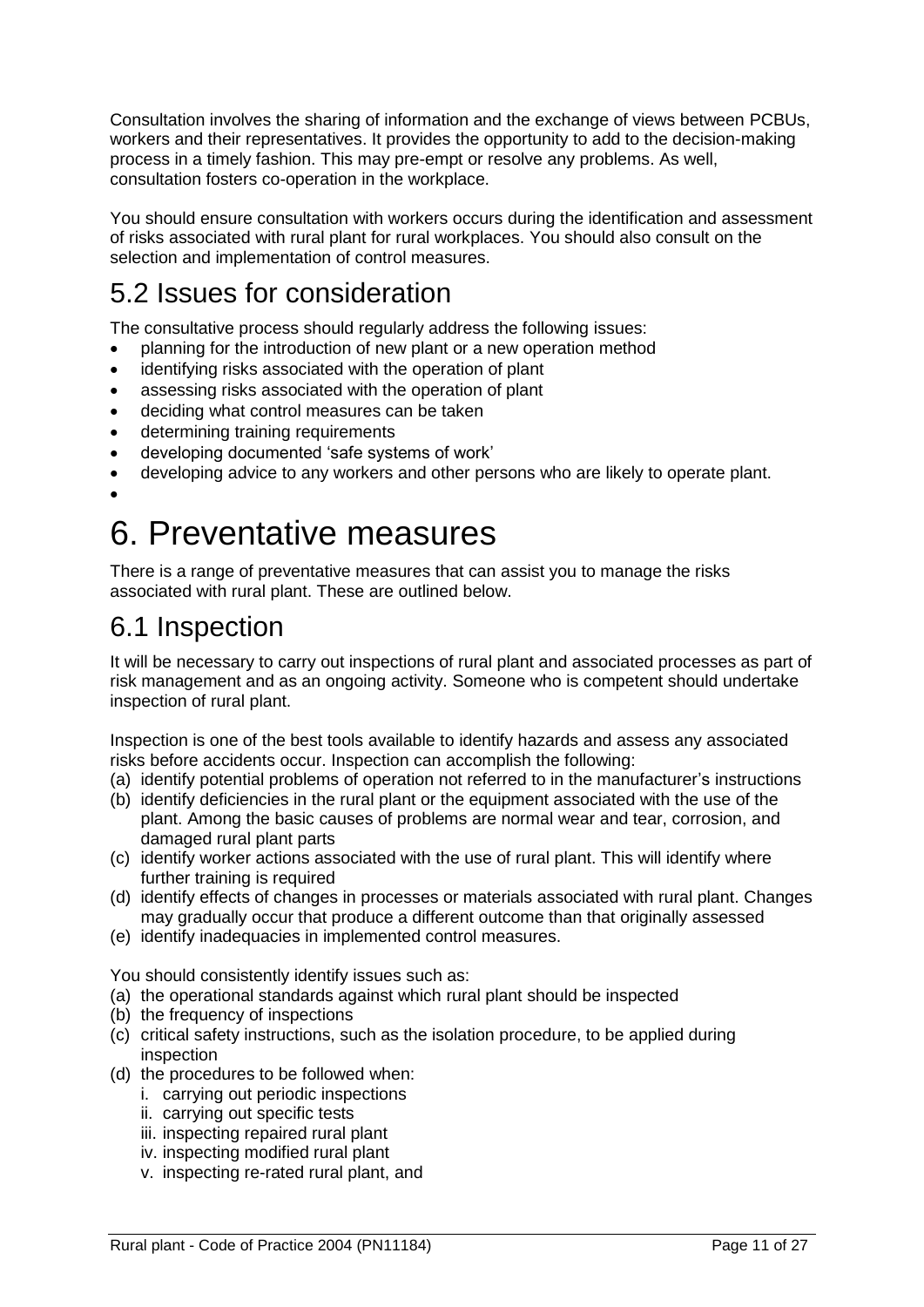Consultation involves the sharing of information and the exchange of views between PCBUs, workers and their representatives. It provides the opportunity to add to the decision-making process in a timely fashion. This may pre-empt or resolve any problems. As well, consultation fosters co-operation in the workplace.

You should ensure consultation with workers occurs during the identification and assessment of risks associated with rural plant for rural workplaces. You should also consult on the selection and implementation of control measures.

## 5.2 Issues for consideration

The consultative process should regularly address the following issues:

- planning for the introduction of new plant or a new operation method
- identifying risks associated with the operation of plant
- assessing risks associated with the operation of plant
- deciding what control measures can be taken
- determining training requirements
- developing documented 'safe systems of work'
- developing advice to any workers and other persons who are likely to operate plant.

# 6. Preventative measures

There is a range of preventative measures that can assist you to manage the risks associated with rural plant. These are outlined below.

## 6.1 Inspection

It will be necessary to carry out inspections of rural plant and associated processes as part of risk management and as an ongoing activity. Someone who is competent should undertake inspection of rural plant.

Inspection is one of the best tools available to identify hazards and assess any associated risks before accidents occur. Inspection can accomplish the following:

(a) identify potential problems of operation not referred to in the manufacturer's instructions
(b) identify deficiencies in the rural plant or the equipment associated with the use of the plant. Among the basic causes of problems are normal wear and tear, corrosion, and damaged rural plant parts
(c) identify worker actions associated with the use of rural plant. This will identify where further training is required
(d) identify effects of changes in processes or materials associated with rural plant. Changes may gradually occur that produce a different outcome than that originally assessed
(e) identify inadequacies in implemented control measures.

You should consistently identify issues such as:

(a) the operational standards against which rural plant should be inspected
(b) the frequency of inspections
(c) critical safety instructions, such as the isolation procedure, to be applied during inspection
(d) the procedures to be followed when:
   i. carrying out periodic inspections
   ii. carrying out specific tests
   iii. inspecting repaired rural plant
   iv. inspecting modified rural plant
   v. inspecting re-rated rural plant, and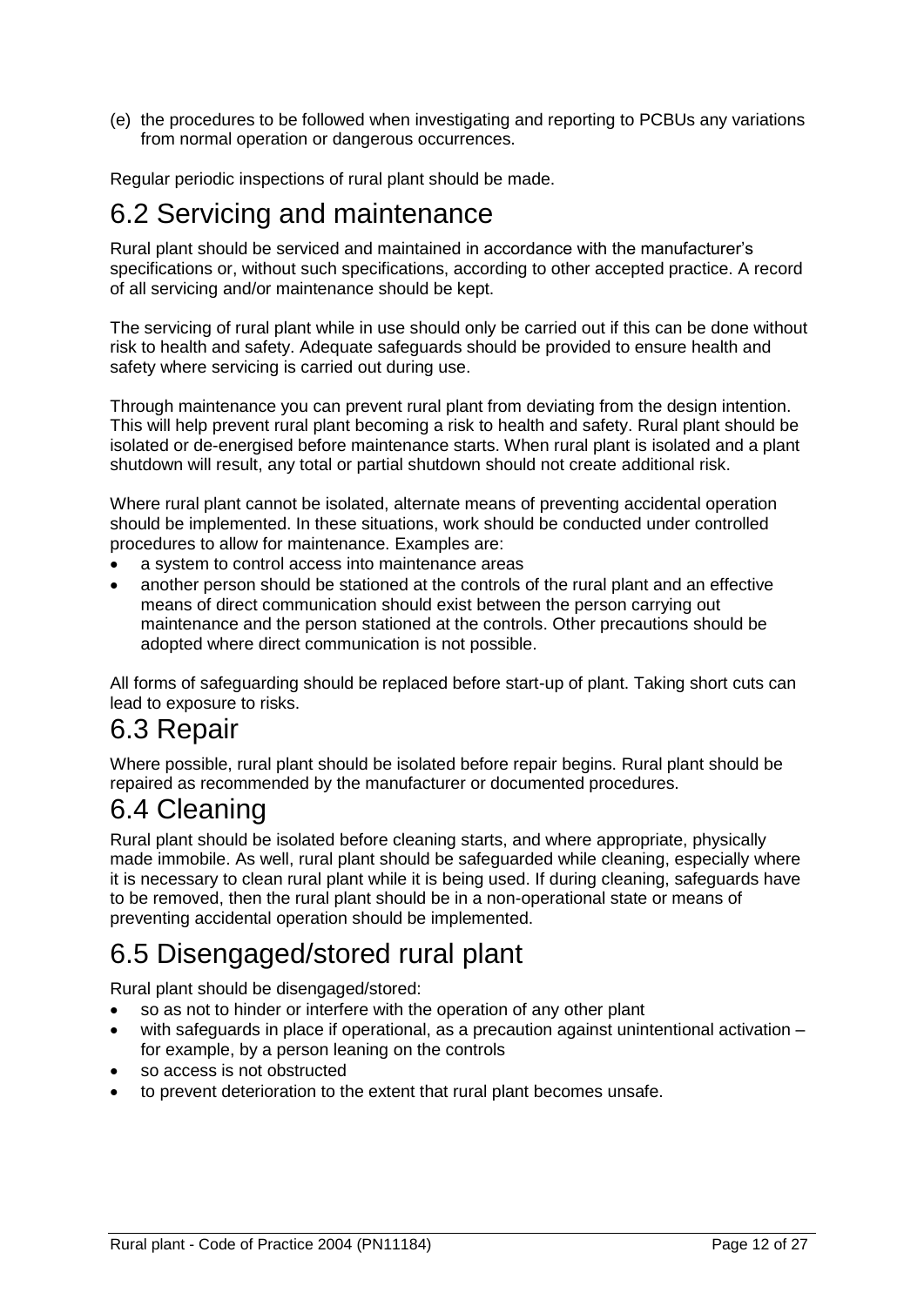(e) the procedures to be followed when investigating and reporting to PCBUs any variations from normal operation or dangerous occurrences.

Regular periodic inspections of rural plant should be made.

## 6.2 Servicing and maintenance

Rural plant should be serviced and maintained in accordance with the manufacturer's specifications or, without such specifications, according to other accepted practice. A record of all servicing and/or maintenance should be kept.

The servicing of rural plant while in use should only be carried out if this can be done without risk to health and safety. Adequate safeguards should be provided to ensure health and safety where servicing is carried out during use.

Through maintenance you can prevent rural plant from deviating from the design intention. This will help prevent rural plant becoming a risk to health and safety. Rural plant should be isolated or de-energised before maintenance starts. When rural plant is isolated and a plant shutdown will result, any total or partial shutdown should not create additional risk.

Where rural plant cannot be isolated, alternate means of preventing accidental operation should be implemented. In these situations, work should be conducted under controlled procedures to allow for maintenance. Examples are:

- a system to control access into maintenance areas
- another person should be stationed at the controls of the rural plant and an effective means of direct communication should exist between the person carrying out maintenance and the person stationed at the controls. Other precautions should be adopted where direct communication is not possible.

All forms of safeguarding should be replaced before start-up of plant. Taking short cuts can lead to exposure to risks.

## 6.3 Repair

Where possible, rural plant should be isolated before repair begins. Rural plant should be repaired as recommended by the manufacturer or documented procedures.

## 6.4 Cleaning

Rural plant should be isolated before cleaning starts, and where appropriate, physically made immobile. As well, rural plant should be safeguarded while cleaning, especially where it is necessary to clean rural plant while it is being used. If during cleaning, safeguards have to be removed, then the rural plant should be in a non-operational state or means of preventing accidental operation should be implemented.

## 6.5 Disengaged/stored rural plant

Rural plant should be disengaged/stored:

- so as not to hinder or interfere with the operation of any other plant
- with safeguards in place if operational, as a precaution against unintentional activation – for example, by a person leaning on the controls
- so access is not obstructed
- to prevent deterioration to the extent that rural plant becomes unsafe.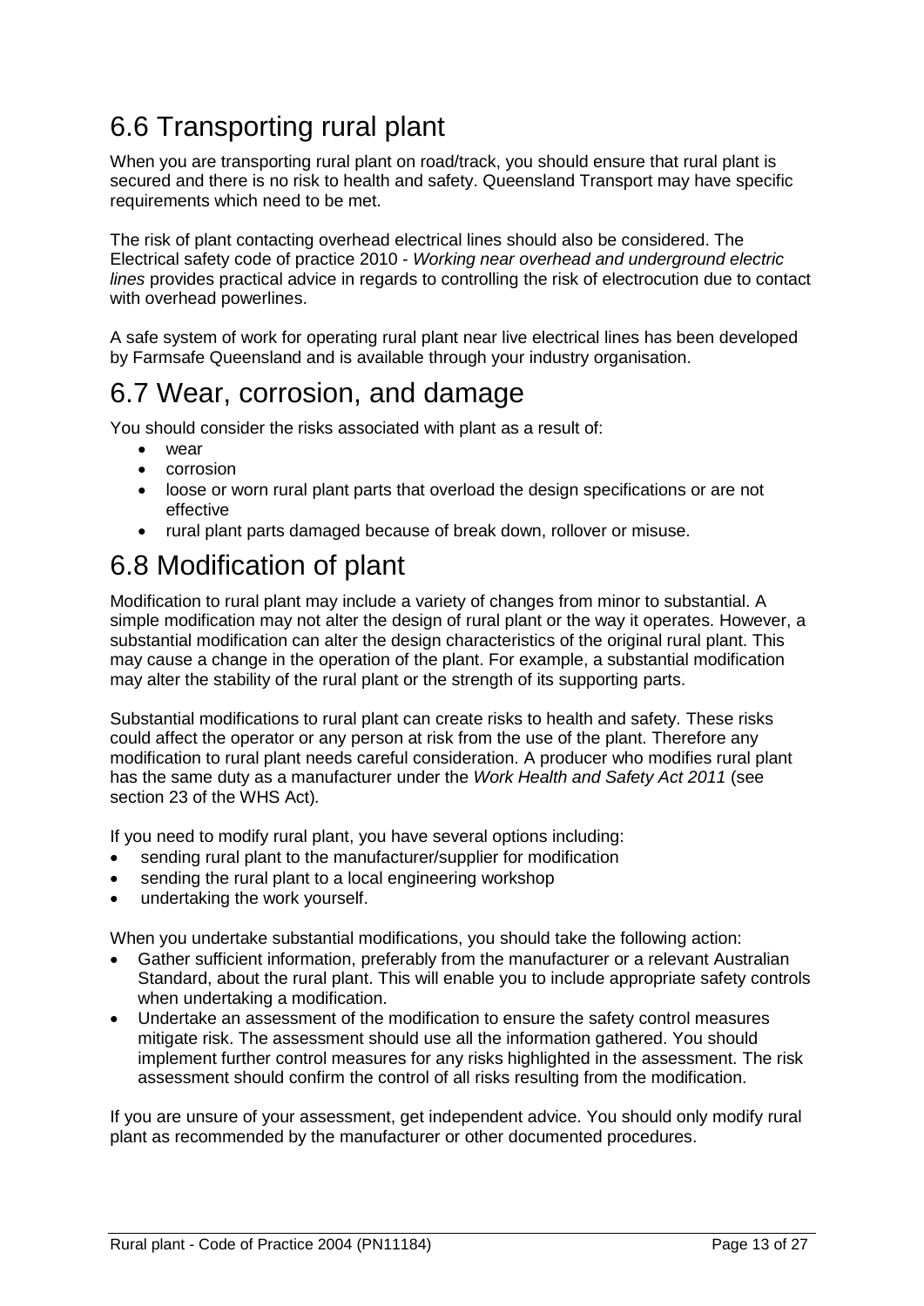# 6.6 Transporting rural plant

When you are transporting rural plant on road/track, you should ensure that rural plant is secured and there is no risk to health and safety. Queensland Transport may have specific requirements which need to be met.

The risk of plant contacting overhead electrical lines should also be considered. The Electrical safety code of practice 2010 - *Working near overhead and underground electric lines* provides practical advice in regards to controlling the risk of electrocution due to contact with overhead powerlines.

A safe system of work for operating rural plant near live electrical lines has been developed by Farmsafe Queensland and is available through your industry organisation.

# 6.7 Wear, corrosion, and damage

You should consider the risks associated with plant as a result of:

- wear
- corrosion
- loose or worn rural plant parts that overload the design specifications or are not effective
- rural plant parts damaged because of break down, rollover or misuse.

# 6.8 Modification of plant

Modification to rural plant may include a variety of changes from minor to substantial. A simple modification may not alter the design of rural plant or the way it operates. However, a substantial modification can alter the design characteristics of the original rural plant. This may cause a change in the operation of the plant. For example, a substantial modification may alter the stability of the rural plant or the strength of its supporting parts.

Substantial modifications to rural plant can create risks to health and safety. These risks could affect the operator or any person at risk from the use of the plant. Therefore any modification to rural plant needs careful consideration. A producer who modifies rural plant has the same duty as a manufacturer under the *Work Health and Safety Act 2011* (see section 23 of the WHS Act).

If you need to modify rural plant, you have several options including:

- sending rural plant to the manufacturer/supplier for modification
- sending the rural plant to a local engineering workshop
- undertaking the work yourself.

When you undertake substantial modifications, you should take the following action:

- Gather sufficient information, preferably from the manufacturer or a relevant Australian Standard, about the rural plant. This will enable you to include appropriate safety controls when undertaking a modification.
- Undertake an assessment of the modification to ensure the safety control measures mitigate risk. The assessment should use all the information gathered. You should implement further control measures for any risks highlighted in the assessment. The risk assessment should confirm the control of all risks resulting from the modification.

If you are unsure of your assessment, get independent advice. You should only modify rural plant as recommended by the manufacturer or other documented procedures.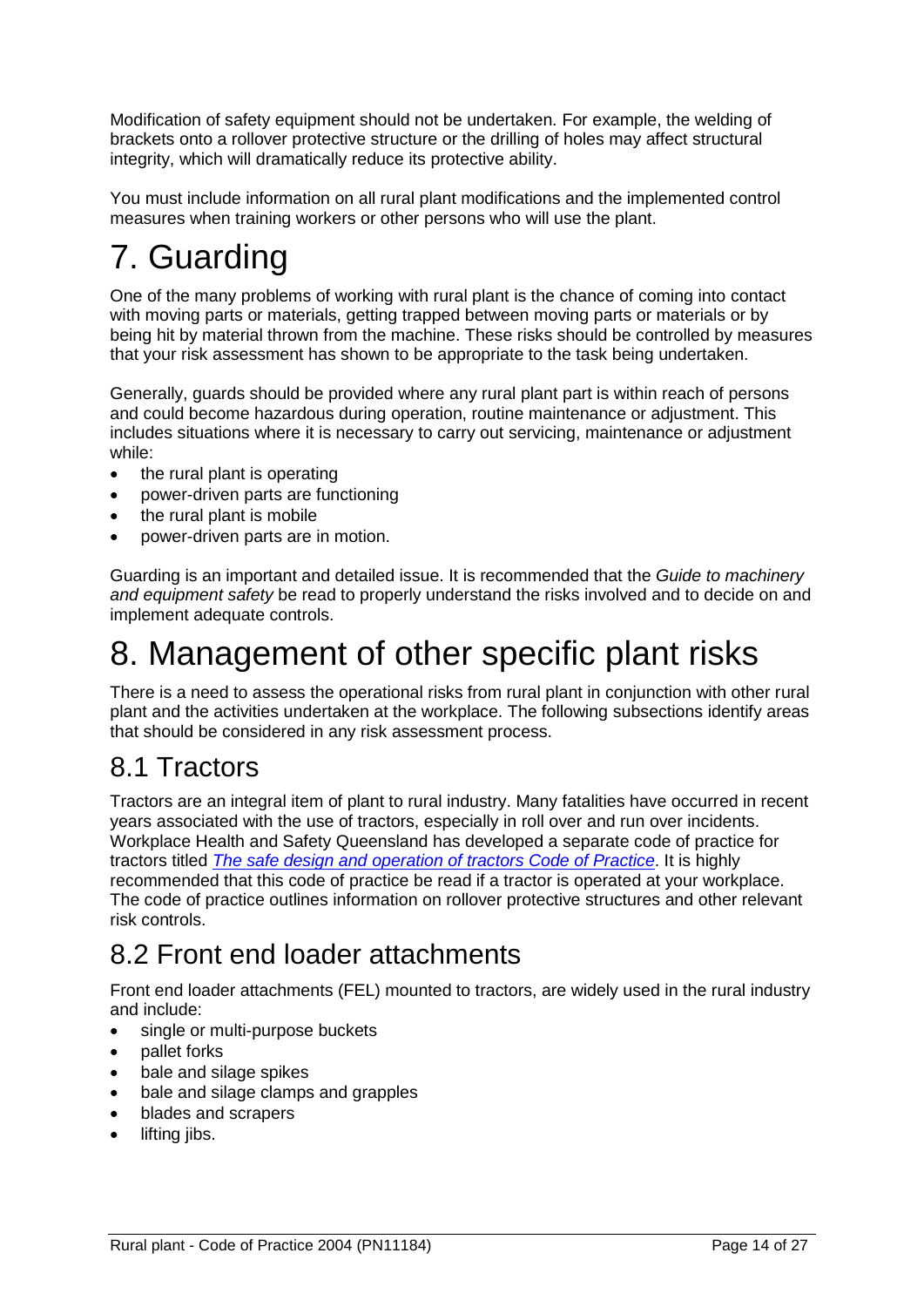Modification of safety equipment should not be undertaken. For example, the welding of brackets onto a rollover protective structure or the drilling of holes may affect structural integrity, which will dramatically reduce its protective ability.

You must include information on all rural plant modifications and the implemented control measures when training workers or other persons who will use the plant.

# 7. Guarding

One of the many problems of working with rural plant is the chance of coming into contact with moving parts or materials, getting trapped between moving parts or materials or by being hit by material thrown from the machine. These risks should be controlled by measures that your risk assessment has shown to be appropriate to the task being undertaken.

Generally, guards should be provided where any rural plant part is within reach of persons and could become hazardous during operation, routine maintenance or adjustment. This includes situations where it is necessary to carry out servicing, maintenance or adjustment while:

- the rural plant is operating
- power-driven parts are functioning
- the rural plant is mobile
- power-driven parts are in motion.

Guarding is an important and detailed issue. It is recommended that the *Guide to machinery and equipment safety* be read to properly understand the risks involved and to decide on and implement adequate controls.

# 8. Management of other specific plant risks

There is a need to assess the operational risks from rural plant in conjunction with other rural plant and the activities undertaken at the workplace. The following subsections identify areas that should be considered in any risk assessment process.

## 8.1 Tractors

Tractors are an integral item of plant to rural industry. Many fatalities have occurred in recent years associated with the use of tractors, especially in roll over and run over incidents. Workplace Health and Safety Queensland has developed a separate code of practice for tractors titled *The safe design and operation of tractors Code of Practice*. It is highly recommended that this code of practice be read if a tractor is operated at your workplace. The code of practice outlines information on rollover protective structures and other relevant risk controls.

## 8.2 Front end loader attachments

Front end loader attachments (FEL) mounted to tractors, are widely used in the rural industry and include:

- single or multi-purpose buckets
- pallet forks
- bale and silage spikes
- bale and silage clamps and grapples
- blades and scrapers
- lifting jibs.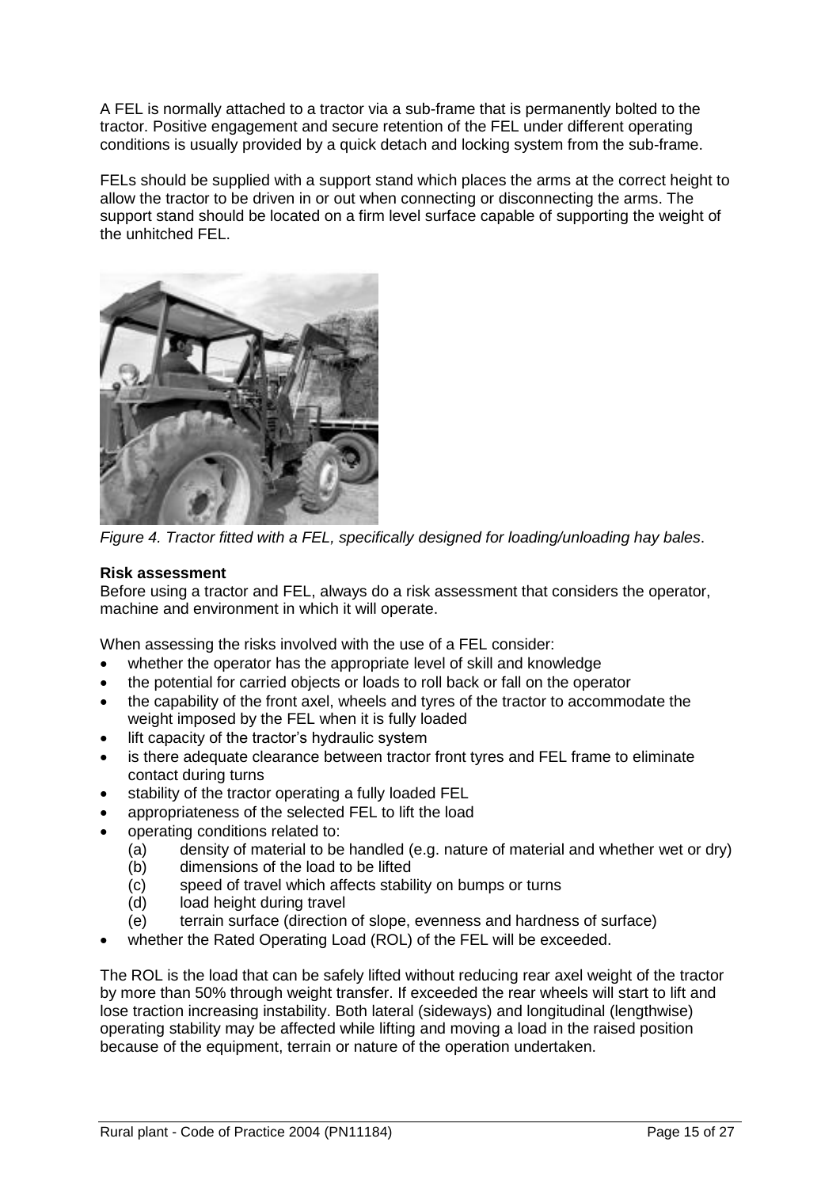A FEL is normally attached to a tractor via a sub-frame that is permanently bolted to the tractor. Positive engagement and secure retention of the FEL under different operating conditions is usually provided by a quick detach and locking system from the sub-frame.

FELs should be supplied with a support stand which places the arms at the correct height to allow the tractor to be driven in or out when connecting or disconnecting the arms. The support stand should be located on a firm level surface capable of supporting the weight of the unhitched FEL.

*Figure 4. Tractor fitted with a FEL, specifically designed for loading/unloading hay bales*.

**Risk assessment**

Before using a tractor and FEL, always do a risk assessment that considers the operator, machine and environment in which it will operate.

When assessing the risks involved with the use of a FEL consider:

- whether the operator has the appropriate level of skill and knowledge
- the potential for carried objects or loads to roll back or fall on the operator
- the capability of the front axel, wheels and tyres of the tractor to accommodate the weight imposed by the FEL when it is fully loaded
- lift capacity of the tractor's hydraulic system
- is there adequate clearance between tractor front tyres and FEL frame to eliminate contact during turns
- stability of the tractor operating a fully loaded FEL
- appropriateness of the selected FEL to lift the load
- operating conditions related to:
  - (a) density of material to be handled (e.g. nature of material and whether wet or dry)
  - (b) dimensions of the load to be lifted
  - (c) speed of travel which affects stability on bumps or turns
  - (d) load height during travel
  - (e) terrain surface (direction of slope, evenness and hardness of surface)
- whether the Rated Operating Load (ROL) of the FEL will be exceeded.

The ROL is the load that can be safely lifted without reducing rear axel weight of the tractor by more than 50% through weight transfer. If exceeded the rear wheels will start to lift and lose traction increasing instability. Both lateral (sideways) and longitudinal (lengthwise) operating stability may be affected while lifting and moving a load in the raised position because of the equipment, terrain or nature of the operation undertaken.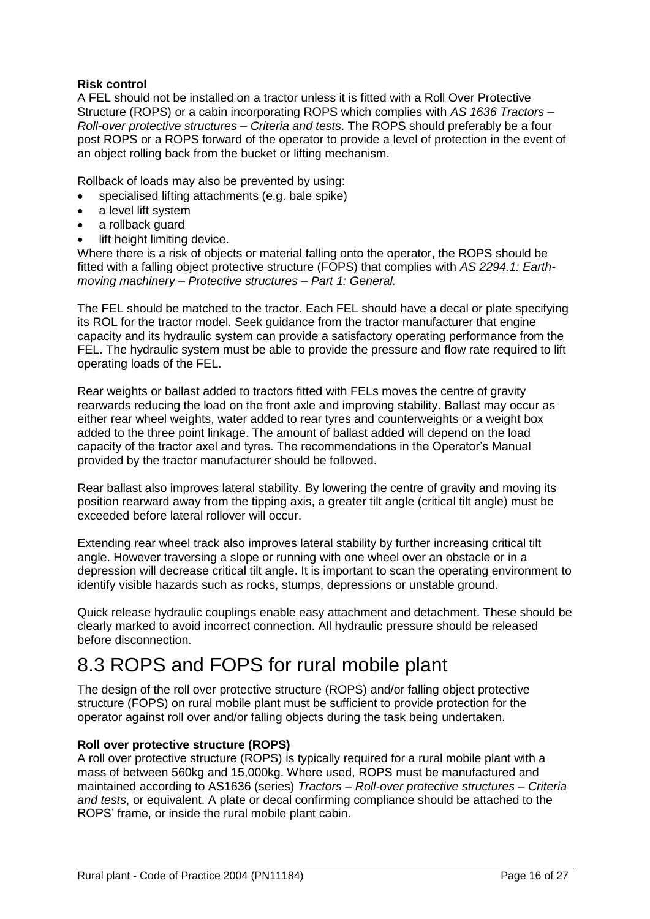**Risk control**

A FEL should not be installed on a tractor unless it is fitted with a Roll Over Protective Structure (ROPS) or a cabin incorporating ROPS which complies with *AS 1636 Tractors – Roll-over protective structures – Criteria and tests*. The ROPS should preferably be a four post ROPS or a ROPS forward of the operator to provide a level of protection in the event of an object rolling back from the bucket or lifting mechanism.

Rollback of loads may also be prevented by using:

- specialised lifting attachments (e.g. bale spike)
- a level lift system
- a rollback guard
- lift height limiting device.

Where there is a risk of objects or material falling onto the operator, the ROPS should be fitted with a falling object protective structure (FOPS) that complies with *AS 2294.1: Earth-moving machinery – Protective structures – Part 1: General.*

The FEL should be matched to the tractor. Each FEL should have a decal or plate specifying its ROL for the tractor model. Seek guidance from the tractor manufacturer that engine capacity and its hydraulic system can provide a satisfactory operating performance from the FEL. The hydraulic system must be able to provide the pressure and flow rate required to lift operating loads of the FEL.

Rear weights or ballast added to tractors fitted with FELs moves the centre of gravity rearwards reducing the load on the front axle and improving stability. Ballast may occur as either rear wheel weights, water added to rear tyres and counterweights or a weight box added to the three point linkage. The amount of ballast added will depend on the load capacity of the tractor axel and tyres. The recommendations in the Operator's Manual provided by the tractor manufacturer should be followed.

Rear ballast also improves lateral stability. By lowering the centre of gravity and moving its position rearward away from the tipping axis, a greater tilt angle (critical tilt angle) must be exceeded before lateral rollover will occur.

Extending rear wheel track also improves lateral stability by further increasing critical tilt angle. However traversing a slope or running with one wheel over an obstacle or in a depression will decrease critical tilt angle. It is important to scan the operating environment to identify visible hazards such as rocks, stumps, depressions or unstable ground.

Quick release hydraulic couplings enable easy attachment and detachment. These should be clearly marked to avoid incorrect connection. All hydraulic pressure should be released before disconnection.

# 8.3 ROPS and FOPS for rural mobile plant

The design of the roll over protective structure (ROPS) and/or falling object protective structure (FOPS) on rural mobile plant must be sufficient to provide protection for the operator against roll over and/or falling objects during the task being undertaken.

**Roll over protective structure (ROPS)**

A roll over protective structure (ROPS) is typically required for a rural mobile plant with a mass of between 560kg and 15,000kg. Where used, ROPS must be manufactured and maintained according to AS1636 (series) *Tractors – Roll-over protective structures – Criteria and tests*, or equivalent. A plate or decal confirming compliance should be attached to the ROPS' frame, or inside the rural mobile plant cabin.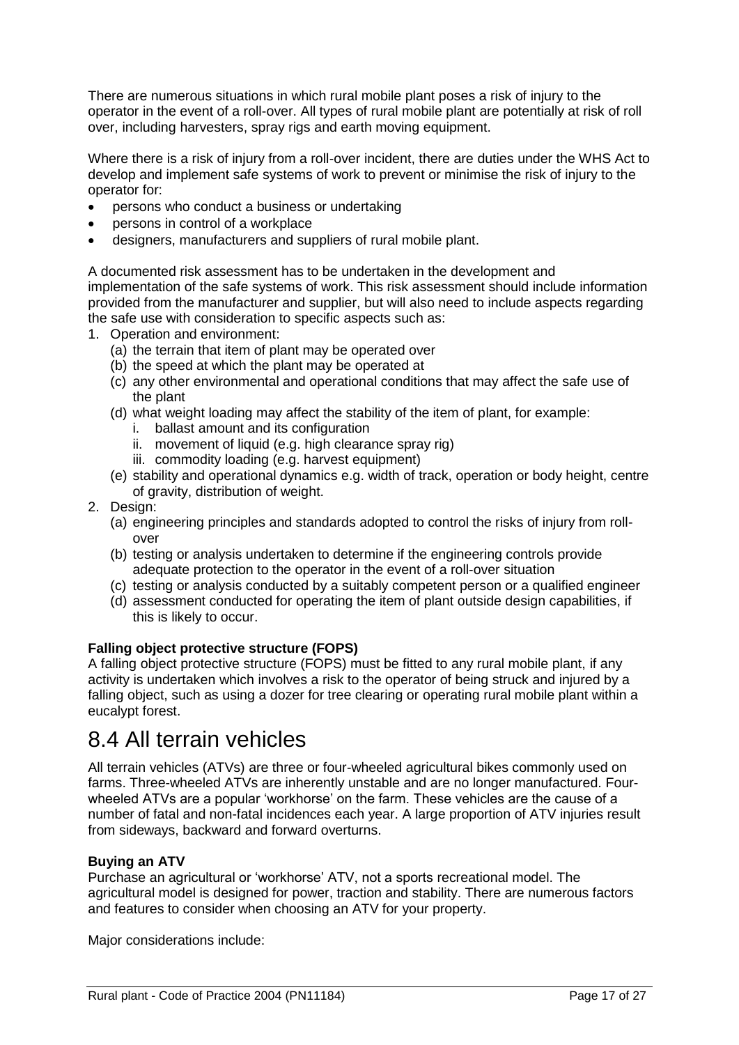There are numerous situations in which rural mobile plant poses a risk of injury to the operator in the event of a roll-over. All types of rural mobile plant are potentially at risk of roll over, including harvesters, spray rigs and earth moving equipment.

Where there is a risk of injury from a roll-over incident, there are duties under the WHS Act to develop and implement safe systems of work to prevent or minimise the risk of injury to the operator for:

- persons who conduct a business or undertaking
- persons in control of a workplace
- designers, manufacturers and suppliers of rural mobile plant.

A documented risk assessment has to be undertaken in the development and implementation of the safe systems of work. This risk assessment should include information provided from the manufacturer and supplier, but will also need to include aspects regarding the safe use with consideration to specific aspects such as:

1. Operation and environment:
   (a) the terrain that item of plant may be operated over
   (b) the speed at which the plant may be operated at
   (c) any other environmental and operational conditions that may affect the safe use of the plant
   (d) what weight loading may affect the stability of the item of plant, for example:
      i. ballast amount and its configuration
      ii. movement of liquid (e.g. high clearance spray rig)
      iii. commodity loading (e.g. harvest equipment)
   (e) stability and operational dynamics e.g. width of track, operation or body height, centre of gravity, distribution of weight.
2. Design:
   (a) engineering principles and standards adopted to control the risks of injury from roll-over
   (b) testing or analysis undertaken to determine if the engineering controls provide adequate protection to the operator in the event of a roll-over situation
   (c) testing or analysis conducted by a suitably competent person or a qualified engineer
   (d) assessment conducted for operating the item of plant outside design capabilities, if this is likely to occur.

**Falling object protective structure (FOPS)**

A falling object protective structure (FOPS) must be fitted to any rural mobile plant, if any activity is undertaken which involves a risk to the operator of being struck and injured by a falling object, such as using a dozer for tree clearing or operating rural mobile plant within a eucalypt forest.

# 8.4 All terrain vehicles

All terrain vehicles (ATVs) are three or four-wheeled agricultural bikes commonly used on farms. Three-wheeled ATVs are inherently unstable and are no longer manufactured. Four-wheeled ATVs are a popular 'workhorse' on the farm. These vehicles are the cause of a number of fatal and non-fatal incidences each year. A large proportion of ATV injuries result from sideways, backward and forward overturns.

**Buying an ATV**

Purchase an agricultural or 'workhorse' ATV, not a sports recreational model. The agricultural model is designed for power, traction and stability. There are numerous factors and features to consider when choosing an ATV for your property.

Major considerations include: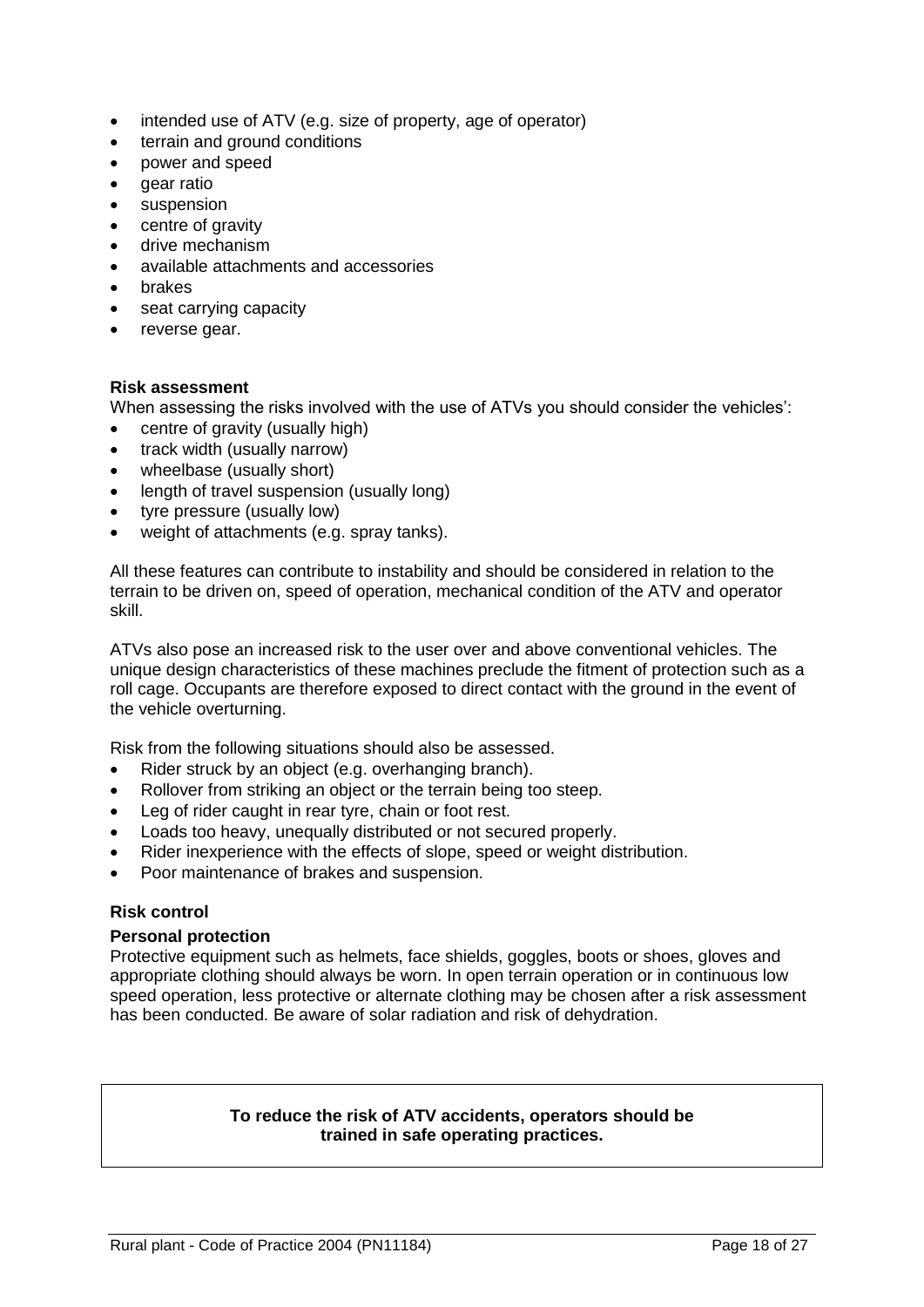- intended use of ATV (e.g. size of property, age of operator)
- terrain and ground conditions
- power and speed
- gear ratio
- suspension
- centre of gravity
- drive mechanism
- available attachments and accessories
- brakes
- seat carrying capacity
- reverse gear.

### Risk assessment

When assessing the risks involved with the use of ATVs you should consider the vehicles':

- centre of gravity (usually high)
- track width (usually narrow)
- wheelbase (usually short)
- length of travel suspension (usually long)
- tyre pressure (usually low)
- weight of attachments (e.g. spray tanks).

All these features can contribute to instability and should be considered in relation to the terrain to be driven on, speed of operation, mechanical condition of the ATV and operator skill.

ATVs also pose an increased risk to the user over and above conventional vehicles. The unique design characteristics of these machines preclude the fitment of protection such as a roll cage. Occupants are therefore exposed to direct contact with the ground in the event of the vehicle overturning.

Risk from the following situations should also be assessed.

- Rider struck by an object (e.g. overhanging branch).
- Rollover from striking an object or the terrain being too steep.
- Leg of rider caught in rear tyre, chain or foot rest.
- Loads too heavy, unequally distributed or not secured properly.
- Rider inexperience with the effects of slope, speed or weight distribution.
- Poor maintenance of brakes and suspension.

### Risk control

#### Personal protection

Protective equipment such as helmets, face shields, goggles, boots or shoes, gloves and appropriate clothing should always be worn. In open terrain operation or in continuous low speed operation, less protective or alternate clothing may be chosen after a risk assessment has been conducted. Be aware of solar radiation and risk of dehydration.

**To reduce the risk of ATV accidents, operators should be trained in safe operating practices.**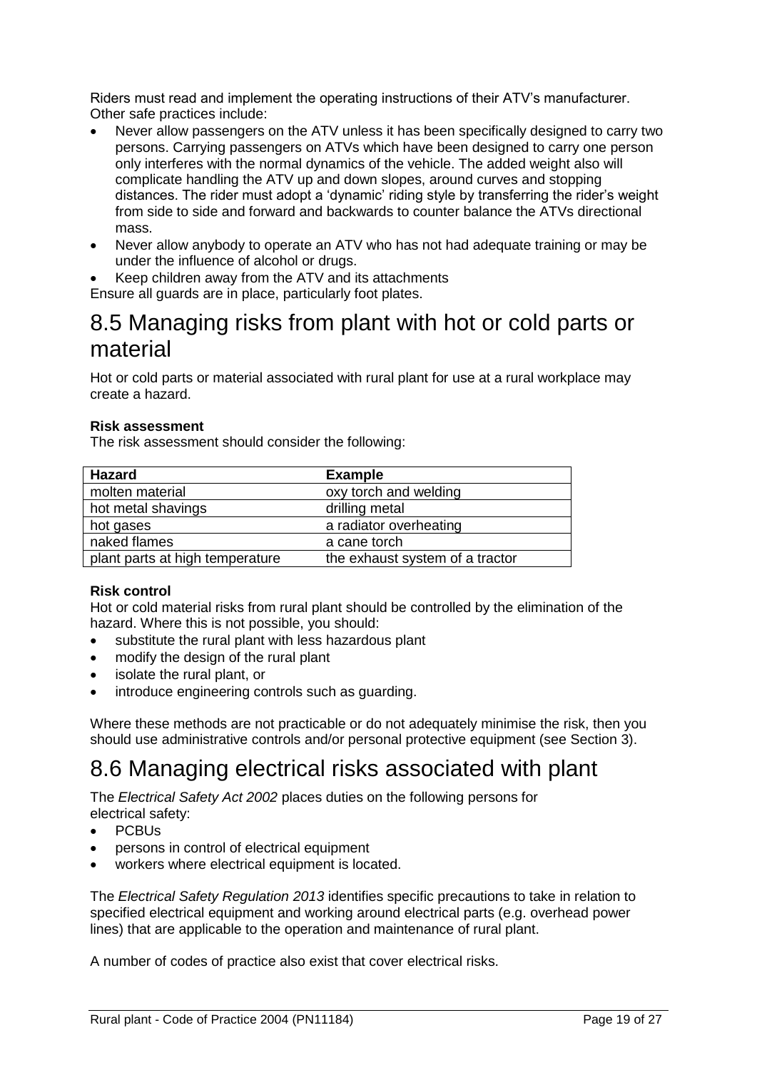Riders must read and implement the operating instructions of their ATV's manufacturer. Other safe practices include:

- Never allow passengers on the ATV unless it has been specifically designed to carry two persons. Carrying passengers on ATVs which have been designed to carry one person only interferes with the normal dynamics of the vehicle. The added weight also will complicate handling the ATV up and down slopes, around curves and stopping distances. The rider must adopt a 'dynamic' riding style by transferring the rider's weight from side to side and forward and backwards to counter balance the ATVs directional mass.
- Never allow anybody to operate an ATV who has not had adequate training or may be under the influence of alcohol or drugs.
- Keep children away from the ATV and its attachments

Ensure all guards are in place, particularly foot plates.

# 8.5 Managing risks from plant with hot or cold parts or material

Hot or cold parts or material associated with rural plant for use at a rural workplace may create a hazard.

**Risk assessment**

The risk assessment should consider the following:

| Hazard | Example |
|---|---|
| molten material | oxy torch and welding |
| hot metal shavings | drilling metal |
| hot gases | a radiator overheating |
| naked flames | a cane torch |
| plant parts at high temperature | the exhaust system of a tractor |

**Risk control**

Hot or cold material risks from rural plant should be controlled by the elimination of the hazard. Where this is not possible, you should:

- substitute the rural plant with less hazardous plant
- modify the design of the rural plant
- isolate the rural plant, or
- introduce engineering controls such as guarding.

Where these methods are not practicable or do not adequately minimise the risk, then you should use administrative controls and/or personal protective equipment (see Section 3).

# 8.6 Managing electrical risks associated with plant

The *Electrical Safety Act 2002* places duties on the following persons for electrical safety:

- PCBUs
- persons in control of electrical equipment
- workers where electrical equipment is located.

The *Electrical Safety Regulation 2013* identifies specific precautions to take in relation to specified electrical equipment and working around electrical parts (e.g. overhead power lines) that are applicable to the operation and maintenance of rural plant.

A number of codes of practice also exist that cover electrical risks.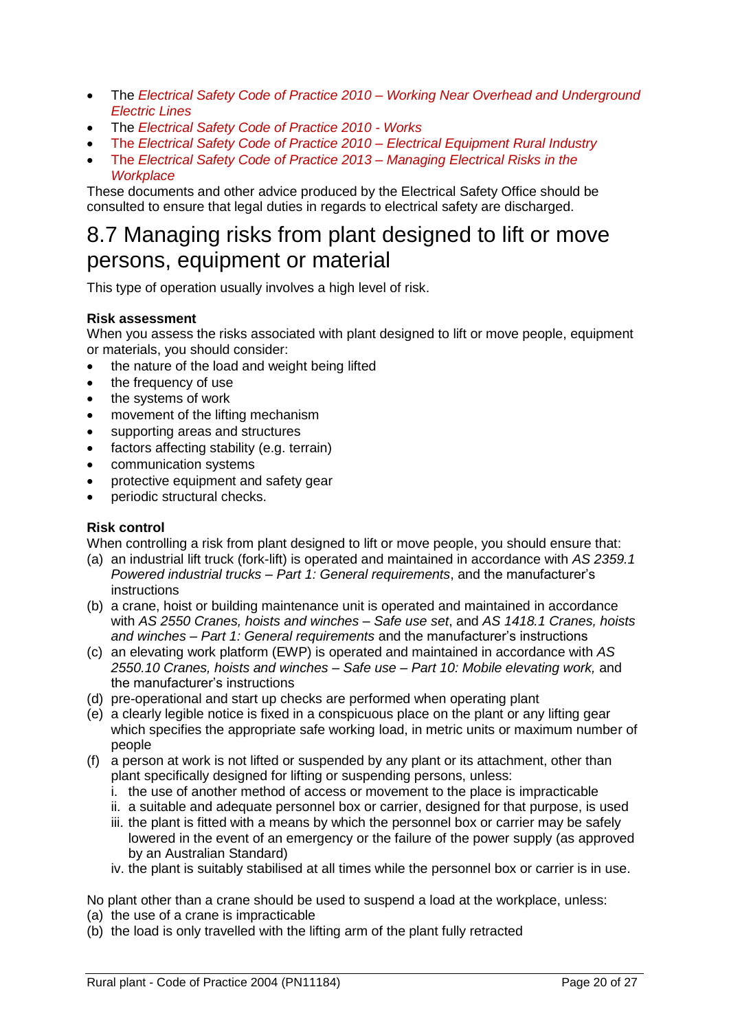- The *Electrical Safety Code of Practice 2010 – Working Near Overhead and Underground Electric Lines*
- The *Electrical Safety Code of Practice 2010 - Works*
- The *Electrical Safety Code of Practice 2010 – Electrical Equipment Rural Industry*
- The *Electrical Safety Code of Practice 2013 – Managing Electrical Risks in the Workplace*

These documents and other advice produced by the Electrical Safety Office should be consulted to ensure that legal duties in regards to electrical safety are discharged.

# 8.7 Managing risks from plant designed to lift or move persons, equipment or material

This type of operation usually involves a high level of risk.

**Risk assessment**

When you assess the risks associated with plant designed to lift or move people, equipment or materials, you should consider:

- the nature of the load and weight being lifted
- the frequency of use
- the systems of work
- movement of the lifting mechanism
- supporting areas and structures
- factors affecting stability (e.g. terrain)
- communication systems
- protective equipment and safety gear
- periodic structural checks.

**Risk control**

When controlling a risk from plant designed to lift or move people, you should ensure that:

(a) an industrial lift truck (fork-lift) is operated and maintained in accordance with *AS 2359.1 Powered industrial trucks – Part 1: General requirements*, and the manufacturer's instructions

(b) a crane, hoist or building maintenance unit is operated and maintained in accordance with *AS 2550 Cranes, hoists and winches – Safe use set*, and *AS 1418.1 Cranes, hoists and winches – Part 1: General requirements* and the manufacturer's instructions

(c) an elevating work platform (EWP) is operated and maintained in accordance with *AS 2550.10 Cranes, hoists and winches – Safe use – Part 10: Mobile elevating work,* and the manufacturer's instructions

(d) pre-operational and start up checks are performed when operating plant

(e) a clearly legible notice is fixed in a conspicuous place on the plant or any lifting gear which specifies the appropriate safe working load, in metric units or maximum number of people

(f) a person at work is not lifted or suspended by any plant or its attachment, other than plant specifically designed for lifting or suspending persons, unless:

   i. the use of another method of access or movement to the place is impracticable
   ii. a suitable and adequate personnel box or carrier, designed for that purpose, is used
   iii. the plant is fitted with a means by which the personnel box or carrier may be safely lowered in the event of an emergency or the failure of the power supply (as approved by an Australian Standard)
   iv. the plant is suitably stabilised at all times while the personnel box or carrier is in use.

No plant other than a crane should be used to suspend a load at the workplace, unless:

(a) the use of a crane is impracticable

(b) the load is only travelled with the lifting arm of the plant fully retracted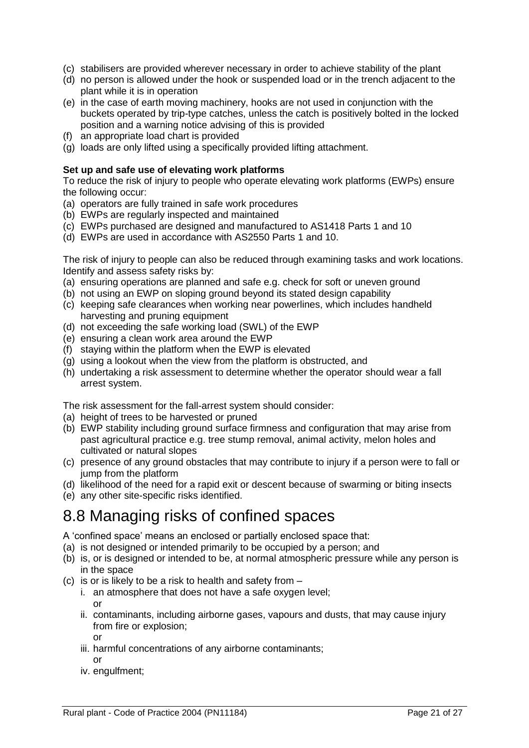(c) stabilisers are provided wherever necessary in order to achieve stability of the plant
(d) no person is allowed under the hook or suspended load or in the trench adjacent to the plant while it is in operation
(e) in the case of earth moving machinery, hooks are not used in conjunction with the buckets operated by trip-type catches, unless the catch is positively bolted in the locked position and a warning notice advising of this is provided
(f) an appropriate load chart is provided
(g) loads are only lifted using a specifically provided lifting attachment.

**Set up and safe use of elevating work platforms**

To reduce the risk of injury to people who operate elevating work platforms (EWPs) ensure the following occur:

(a) operators are fully trained in safe work procedures
(b) EWPs are regularly inspected and maintained
(c) EWPs purchased are designed and manufactured to AS1418 Parts 1 and 10
(d) EWPs are used in accordance with AS2550 Parts 1 and 10.

The risk of injury to people can also be reduced through examining tasks and work locations. Identify and assess safety risks by:

(a) ensuring operations are planned and safe e.g. check for soft or uneven ground
(b) not using an EWP on sloping ground beyond its stated design capability
(c) keeping safe clearances when working near powerlines, which includes handheld harvesting and pruning equipment
(d) not exceeding the safe working load (SWL) of the EWP
(e) ensuring a clean work area around the EWP
(f) staying within the platform when the EWP is elevated
(g) using a lookout when the view from the platform is obstructed, and
(h) undertaking a risk assessment to determine whether the operator should wear a fall arrest system.

The risk assessment for the fall-arrest system should consider:

(a) height of trees to be harvested or pruned
(b) EWP stability including ground surface firmness and configuration that may arise from past agricultural practice e.g. tree stump removal, animal activity, melon holes and cultivated or natural slopes
(c) presence of any ground obstacles that may contribute to injury if a person were to fall or jump from the platform
(d) likelihood of the need for a rapid exit or descent because of swarming or biting insects
(e) any other site-specific risks identified.

# 8.8 Managing risks of confined spaces

A 'confined space' means an enclosed or partially enclosed space that:

(a) is not designed or intended primarily to be occupied by a person; and
(b) is, or is designed or intended to be, at normal atmospheric pressure while any person is in the space
(c) is or is likely to be a risk to health and safety from –
    i. an atmosphere that does not have a safe oxygen level;
    or
    ii. contaminants, including airborne gases, vapours and dusts, that may cause injury from fire or explosion;
    or
    iii. harmful concentrations of any airborne contaminants;
    or
    iv. engulfment;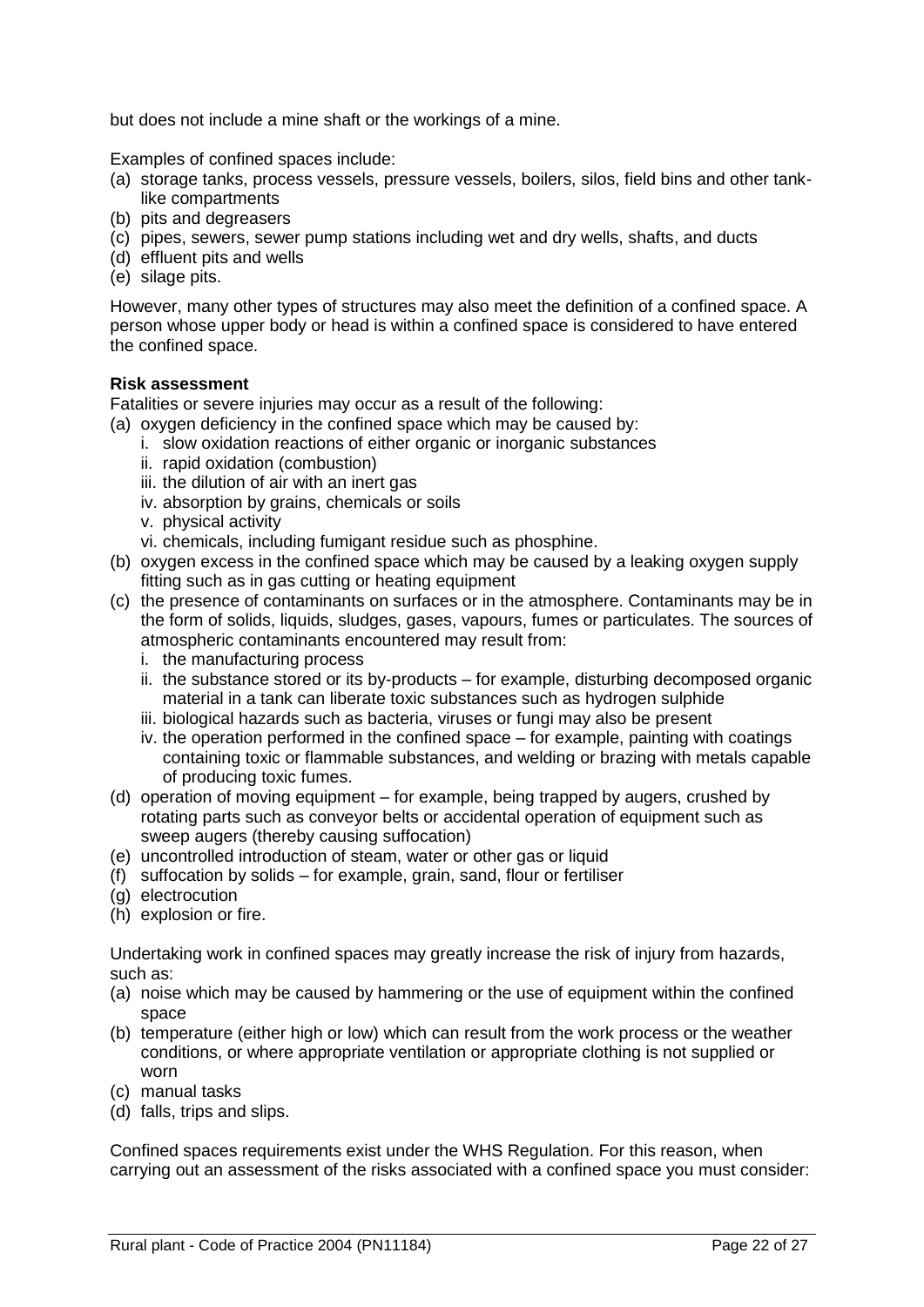but does not include a mine shaft or the workings of a mine.

Examples of confined spaces include:

(a) storage tanks, process vessels, pressure vessels, boilers, silos, field bins and other tank-like compartments
(b) pits and degreasers
(c) pipes, sewers, sewer pump stations including wet and dry wells, shafts, and ducts
(d) effluent pits and wells
(e) silage pits.

However, many other types of structures may also meet the definition of a confined space. A person whose upper body or head is within a confined space is considered to have entered the confined space.

**Risk assessment**

Fatalities or severe injuries may occur as a result of the following:

(a) oxygen deficiency in the confined space which may be caused by:
   i. slow oxidation reactions of either organic or inorganic substances
   ii. rapid oxidation (combustion)
   iii. the dilution of air with an inert gas
   iv. absorption by grains, chemicals or soils
   v. physical activity
   vi. chemicals, including fumigant residue such as phosphine.
(b) oxygen excess in the confined space which may be caused by a leaking oxygen supply fitting such as in gas cutting or heating equipment
(c) the presence of contaminants on surfaces or in the atmosphere. Contaminants may be in the form of solids, liquids, sludges, gases, vapours, fumes or particulates. The sources of atmospheric contaminants encountered may result from:
   i. the manufacturing process
   ii. the substance stored or its by-products – for example, disturbing decomposed organic material in a tank can liberate toxic substances such as hydrogen sulphide
   iii. biological hazards such as bacteria, viruses or fungi may also be present
   iv. the operation performed in the confined space – for example, painting with coatings containing toxic or flammable substances, and welding or brazing with metals capable of producing toxic fumes.
(d) operation of moving equipment – for example, being trapped by augers, crushed by rotating parts such as conveyor belts or accidental operation of equipment such as sweep augers (thereby causing suffocation)
(e) uncontrolled introduction of steam, water or other gas or liquid
(f) suffocation by solids – for example, grain, sand, flour or fertiliser
(g) electrocution
(h) explosion or fire.

Undertaking work in confined spaces may greatly increase the risk of injury from hazards, such as:

(a) noise which may be caused by hammering or the use of equipment within the confined space
(b) temperature (either high or low) which can result from the work process or the weather conditions, or where appropriate ventilation or appropriate clothing is not supplied or worn
(c) manual tasks
(d) falls, trips and slips.

Confined spaces requirements exist under the WHS Regulation. For this reason, when carrying out an assessment of the risks associated with a confined space you must consider: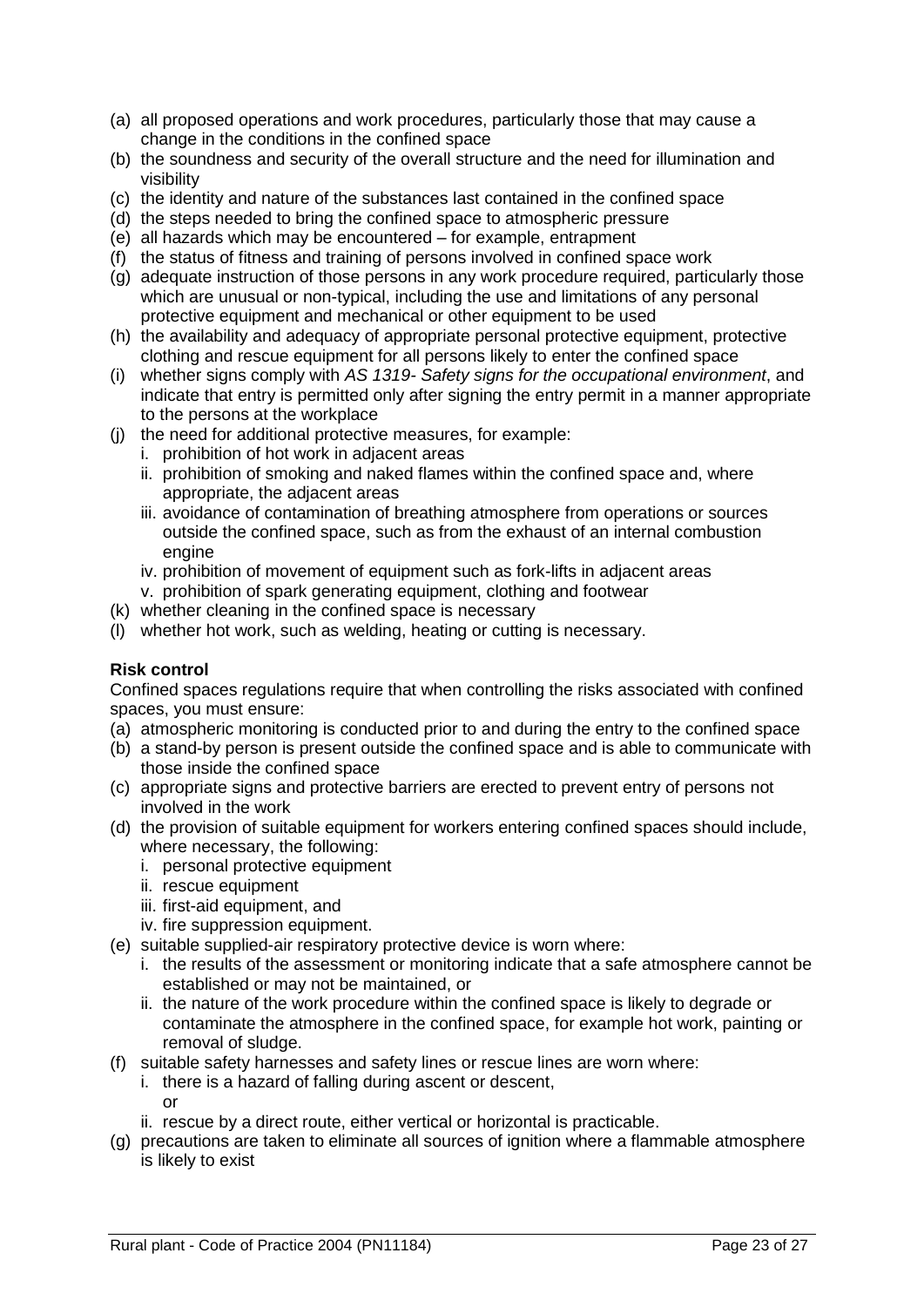(a) all proposed operations and work procedures, particularly those that may cause a change in the conditions in the confined space
(b) the soundness and security of the overall structure and the need for illumination and visibility
(c) the identity and nature of the substances last contained in the confined space
(d) the steps needed to bring the confined space to atmospheric pressure
(e) all hazards which may be encountered – for example, entrapment
(f) the status of fitness and training of persons involved in confined space work
(g) adequate instruction of those persons in any work procedure required, particularly those which are unusual or non-typical, including the use and limitations of any personal protective equipment and mechanical or other equipment to be used
(h) the availability and adequacy of appropriate personal protective equipment, protective clothing and rescue equipment for all persons likely to enter the confined space
(i) whether signs comply with *AS 1319- Safety signs for the occupational environment*, and indicate that entry is permitted only after signing the entry permit in a manner appropriate to the persons at the workplace
(j) the need for additional protective measures, for example:
    i. prohibition of hot work in adjacent areas
    ii. prohibition of smoking and naked flames within the confined space and, where appropriate, the adjacent areas
    iii. avoidance of contamination of breathing atmosphere from operations or sources outside the confined space, such as from the exhaust of an internal combustion engine
    iv. prohibition of movement of equipment such as fork-lifts in adjacent areas
    v. prohibition of spark generating equipment, clothing and footwear
(k) whether cleaning in the confined space is necessary
(l) whether hot work, such as welding, heating or cutting is necessary.

**Risk control**

Confined spaces regulations require that when controlling the risks associated with confined spaces, you must ensure:

(a) atmospheric monitoring is conducted prior to and during the entry to the confined space
(b) a stand-by person is present outside the confined space and is able to communicate with those inside the confined space
(c) appropriate signs and protective barriers are erected to prevent entry of persons not involved in the work
(d) the provision of suitable equipment for workers entering confined spaces should include, where necessary, the following:
    i. personal protective equipment
    ii. rescue equipment
    iii. first-aid equipment, and
    iv. fire suppression equipment.
(e) suitable supplied-air respiratory protective device is worn where:
    i. the results of the assessment or monitoring indicate that a safe atmosphere cannot be established or may not be maintained, or
    ii. the nature of the work procedure within the confined space is likely to degrade or contaminate the atmosphere in the confined space, for example hot work, painting or removal of sludge.
(f) suitable safety harnesses and safety lines or rescue lines are worn where:
    i. there is a hazard of falling during ascent or descent,
    or
    ii. rescue by a direct route, either vertical or horizontal is practicable.
(g) precautions are taken to eliminate all sources of ignition where a flammable atmosphere is likely to exist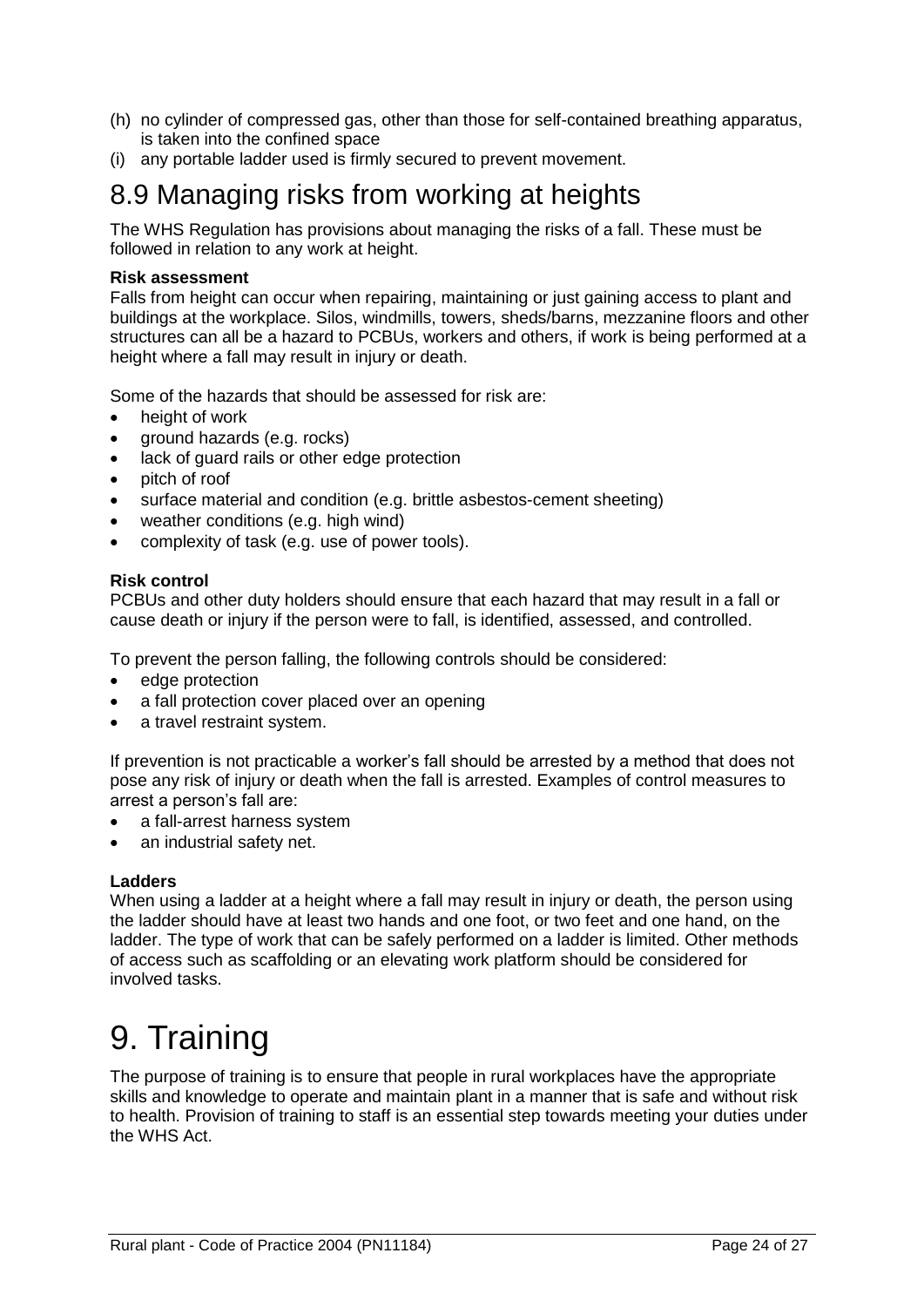(h) no cylinder of compressed gas, other than those for self-contained breathing apparatus, is taken into the confined space
(i) any portable ladder used is firmly secured to prevent movement.

## 8.9 Managing risks from working at heights

The WHS Regulation has provisions about managing the risks of a fall. These must be followed in relation to any work at height.

**Risk assessment**

Falls from height can occur when repairing, maintaining or just gaining access to plant and buildings at the workplace. Silos, windmills, towers, sheds/barns, mezzanine floors and other structures can all be a hazard to PCBUs, workers and others, if work is being performed at a height where a fall may result in injury or death.

Some of the hazards that should be assessed for risk are:

- height of work
- ground hazards (e.g. rocks)
- lack of guard rails or other edge protection
- pitch of roof
- surface material and condition (e.g. brittle asbestos-cement sheeting)
- weather conditions (e.g. high wind)
- complexity of task (e.g. use of power tools).

**Risk control**

PCBUs and other duty holders should ensure that each hazard that may result in a fall or cause death or injury if the person were to fall, is identified, assessed, and controlled.

To prevent the person falling, the following controls should be considered:

- edge protection
- a fall protection cover placed over an opening
- a travel restraint system.

If prevention is not practicable a worker's fall should be arrested by a method that does not pose any risk of injury or death when the fall is arrested. Examples of control measures to arrest a person's fall are:

- a fall-arrest harness system
- an industrial safety net.

**Ladders**

When using a ladder at a height where a fall may result in injury or death, the person using the ladder should have at least two hands and one foot, or two feet and one hand, on the ladder. The type of work that can be safely performed on a ladder is limited. Other methods of access such as scaffolding or an elevating work platform should be considered for involved tasks.

# 9. Training

The purpose of training is to ensure that people in rural workplaces have the appropriate skills and knowledge to operate and maintain plant in a manner that is safe and without risk to health. Provision of training to staff is an essential step towards meeting your duties under the WHS Act.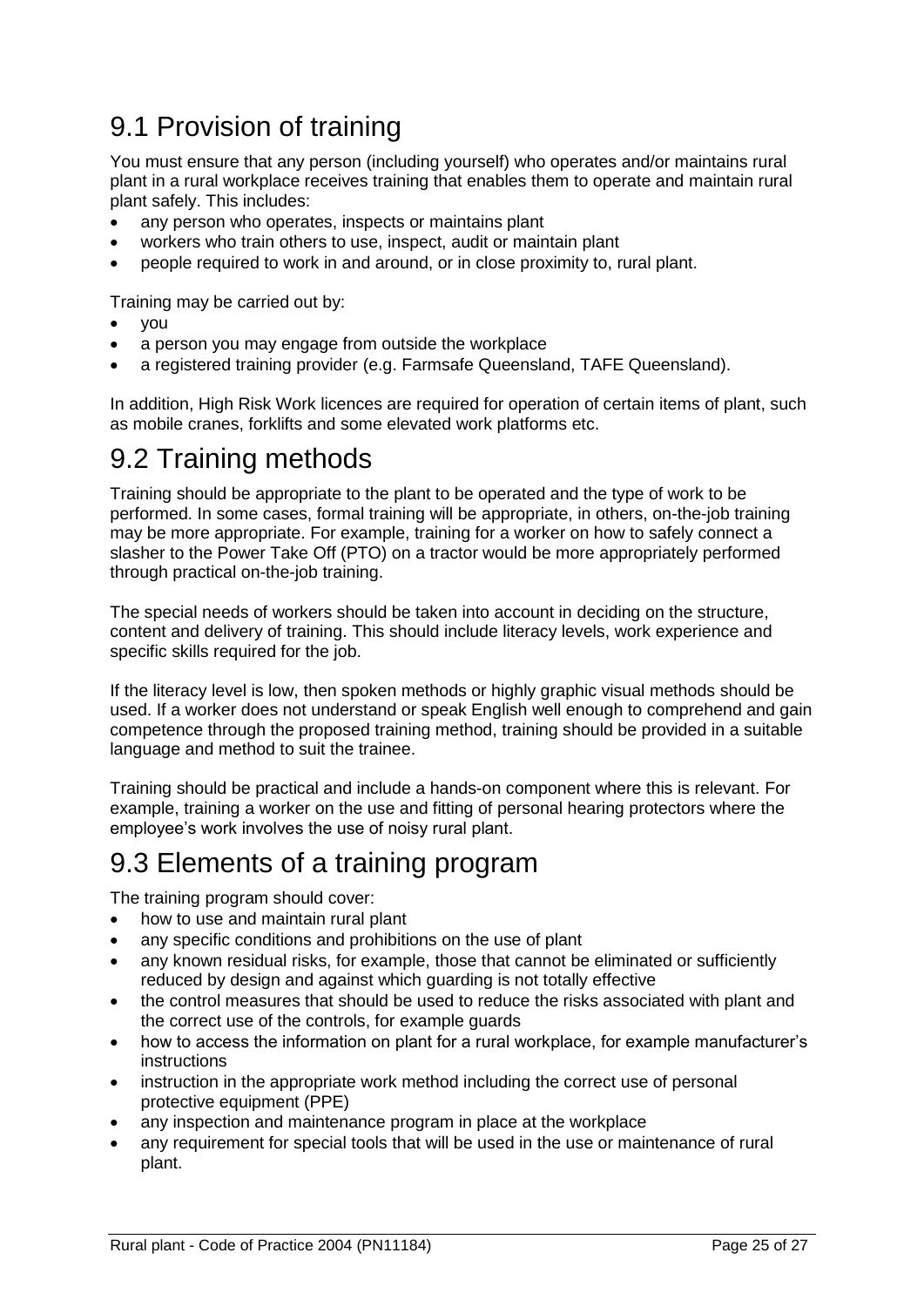## 9.1 Provision of training

You must ensure that any person (including yourself) who operates and/or maintains rural plant in a rural workplace receives training that enables them to operate and maintain rural plant safely. This includes:

- any person who operates, inspects or maintains plant
- workers who train others to use, inspect, audit or maintain plant
- people required to work in and around, or in close proximity to, rural plant.

Training may be carried out by:

- you
- a person you may engage from outside the workplace
- a registered training provider (e.g. Farmsafe Queensland, TAFE Queensland).

In addition, High Risk Work licences are required for operation of certain items of plant, such as mobile cranes, forklifts and some elevated work platforms etc.

## 9.2 Training methods

Training should be appropriate to the plant to be operated and the type of work to be performed. In some cases, formal training will be appropriate, in others, on-the-job training may be more appropriate. For example, training for a worker on how to safely connect a slasher to the Power Take Off (PTO) on a tractor would be more appropriately performed through practical on-the-job training.

The special needs of workers should be taken into account in deciding on the structure, content and delivery of training. This should include literacy levels, work experience and specific skills required for the job.

If the literacy level is low, then spoken methods or highly graphic visual methods should be used. If a worker does not understand or speak English well enough to comprehend and gain competence through the proposed training method, training should be provided in a suitable language and method to suit the trainee.

Training should be practical and include a hands-on component where this is relevant. For example, training a worker on the use and fitting of personal hearing protectors where the employee's work involves the use of noisy rural plant.

## 9.3 Elements of a training program

The training program should cover:

- how to use and maintain rural plant
- any specific conditions and prohibitions on the use of plant
- any known residual risks, for example, those that cannot be eliminated or sufficiently reduced by design and against which guarding is not totally effective
- the control measures that should be used to reduce the risks associated with plant and the correct use of the controls, for example guards
- how to access the information on plant for a rural workplace, for example manufacturer's instructions
- instruction in the appropriate work method including the correct use of personal protective equipment (PPE)
- any inspection and maintenance program in place at the workplace
- any requirement for special tools that will be used in the use or maintenance of rural plant.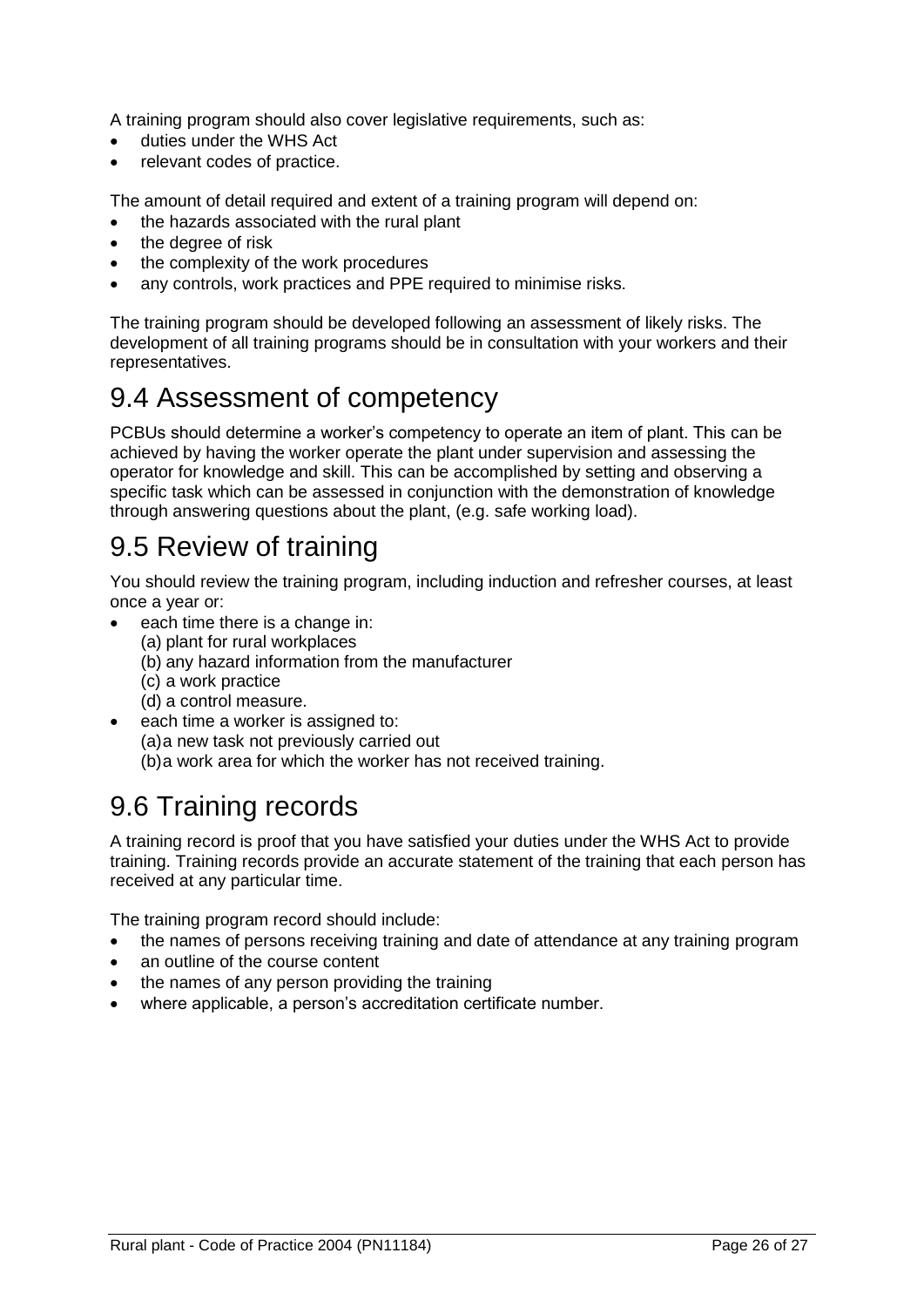A training program should also cover legislative requirements, such as:

- duties under the WHS Act
- relevant codes of practice.

The amount of detail required and extent of a training program will depend on:

- the hazards associated with the rural plant
- the degree of risk
- the complexity of the work procedures
- any controls, work practices and PPE required to minimise risks.

The training program should be developed following an assessment of likely risks. The development of all training programs should be in consultation with your workers and their representatives.

## 9.4 Assessment of competency

PCBUs should determine a worker's competency to operate an item of plant. This can be achieved by having the worker operate the plant under supervision and assessing the operator for knowledge and skill. This can be accomplished by setting and observing a specific task which can be assessed in conjunction with the demonstration of knowledge through answering questions about the plant, (e.g. safe working load).

## 9.5 Review of training

You should review the training program, including induction and refresher courses, at least once a year or:

- each time there is a change in:
  (a) plant for rural workplaces
  (b) any hazard information from the manufacturer
  (c) a work practice
  (d) a control measure.
- each time a worker is assigned to:
  (a) a new task not previously carried out
  (b) a work area for which the worker has not received training.

## 9.6 Training records

A training record is proof that you have satisfied your duties under the WHS Act to provide training. Training records provide an accurate statement of the training that each person has received at any particular time.

The training program record should include:

- the names of persons receiving training and date of attendance at any training program
- an outline of the course content
- the names of any person providing the training
- where applicable, a person's accreditation certificate number.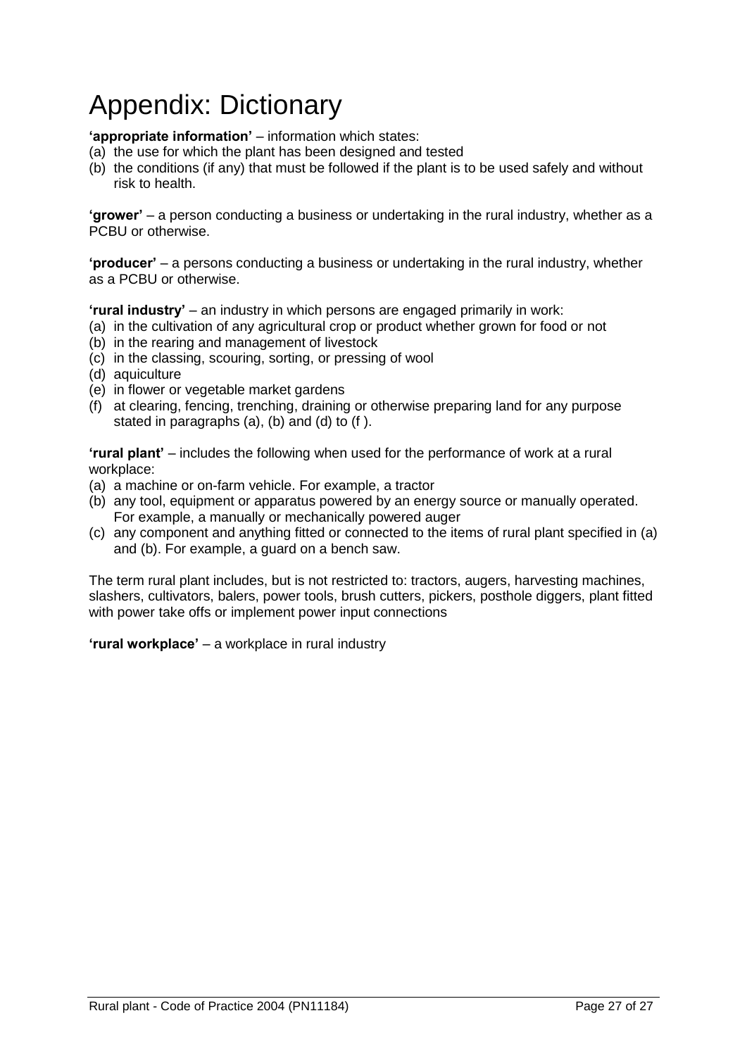# Appendix: Dictionary

**'appropriate information'** – information which states:

(a) the use for which the plant has been designed and tested
(b) the conditions (if any) that must be followed if the plant is to be used safely and without risk to health.

**'grower'** – a person conducting a business or undertaking in the rural industry, whether as a PCBU or otherwise.

**'producer'** – a persons conducting a business or undertaking in the rural industry, whether as a PCBU or otherwise.

**'rural industry'** – an industry in which persons are engaged primarily in work:

(a) in the cultivation of any agricultural crop or product whether grown for food or not
(b) in the rearing and management of livestock
(c) in the classing, scouring, sorting, or pressing of wool
(d) aquiculture
(e) in flower or vegetable market gardens
(f) at clearing, fencing, trenching, draining or otherwise preparing land for any purpose stated in paragraphs (a), (b) and (d) to (f ).

**'rural plant'** – includes the following when used for the performance of work at a rural workplace:

(a) a machine or on-farm vehicle. For example, a tractor
(b) any tool, equipment or apparatus powered by an energy source or manually operated. For example, a manually or mechanically powered auger
(c) any component and anything fitted or connected to the items of rural plant specified in (a) and (b). For example, a guard on a bench saw.

The term rural plant includes, but is not restricted to: tractors, augers, harvesting machines, slashers, cultivators, balers, power tools, brush cutters, pickers, posthole diggers, plant fitted with power take offs or implement power input connections

**'rural workplace'** – a workplace in rural industry